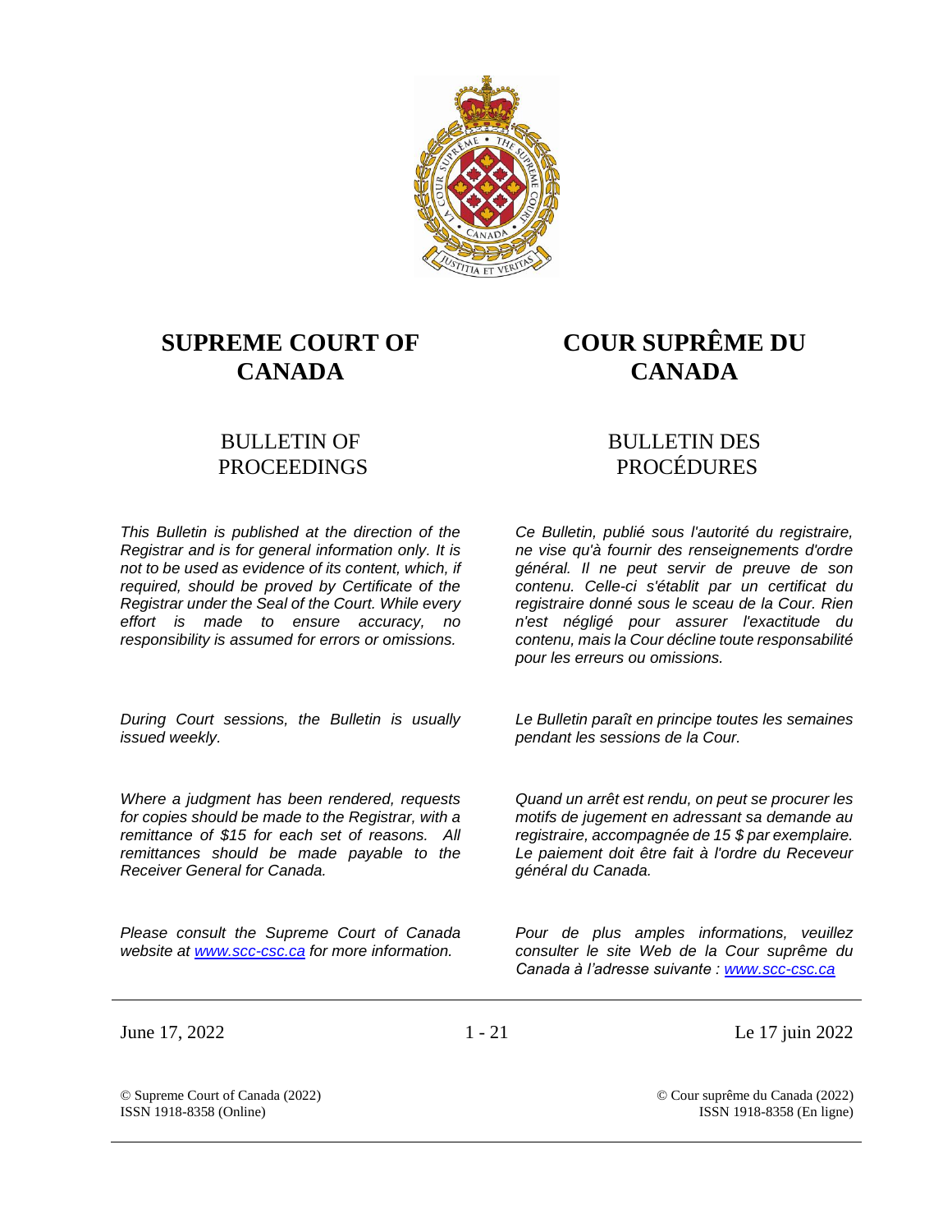# SUPREME COURT OF CANADA

## BULLETIN OF PROCEEDINGS

*This Bulletin is published at the direction of the Registrar and is for general information only. It is not to be used as evidence of its content, which, if required, should be proved by Certificate of the Registrar under the Seal of the Court. While every effort is made to ensure accuracy, no responsibility is assumed for errors or omissions.*

*During Court sessions, the Bulletin is usually issued weekly.*

*Where a judgment has been rendered, requests for copies should be made to the Registrar, with a remittance of $15 for each set of reasons. All remittances should be made payable to the Receiver General for Canada.*

*Please consult the Supreme Court of Canada website at [www.scc-csc.ca](http://www.scc-csc.ca) for more information.*

# COUR SUPRÊME DU CANADA

## BULLETIN DES PROCÉDURES

*Ce Bulletin, publié sous l'autorité du registraire, ne vise qu'à fournir des renseignements d'ordre général. Il ne peut servir de preuve de son contenu. Celle-ci s'établit par un certificat du registraire donné sous le sceau de la Cour. Rien n'est négligé pour assurer l'exactitude du contenu, mais la Cour décline toute responsabilité pour les erreurs ou omissions.*

*Le Bulletin paraît en principe toutes les semaines pendant les sessions de la Cour.*

*Quand un arrêt est rendu, on peut se procurer les motifs de jugement en adressant sa demande au registraire, accompagnée de 15 $ par exemplaire. Le paiement doit être fait à l'ordre du Receveur général du Canada.*

*Pour de plus amples informations, veuillez consulter le site Web de la Cour suprême du Canada à l'adresse suivante : [www.scc-csc.ca](http://www.scc-csc.ca)*

---

June 17, 2022 | 1 - 21 | Le 17 juin 2022

© Supreme Court of Canada (2022)
ISSN 1918-8358 (Online)

© Cour suprême du Canada (2022)
ISSN 1918-8358 (En ligne)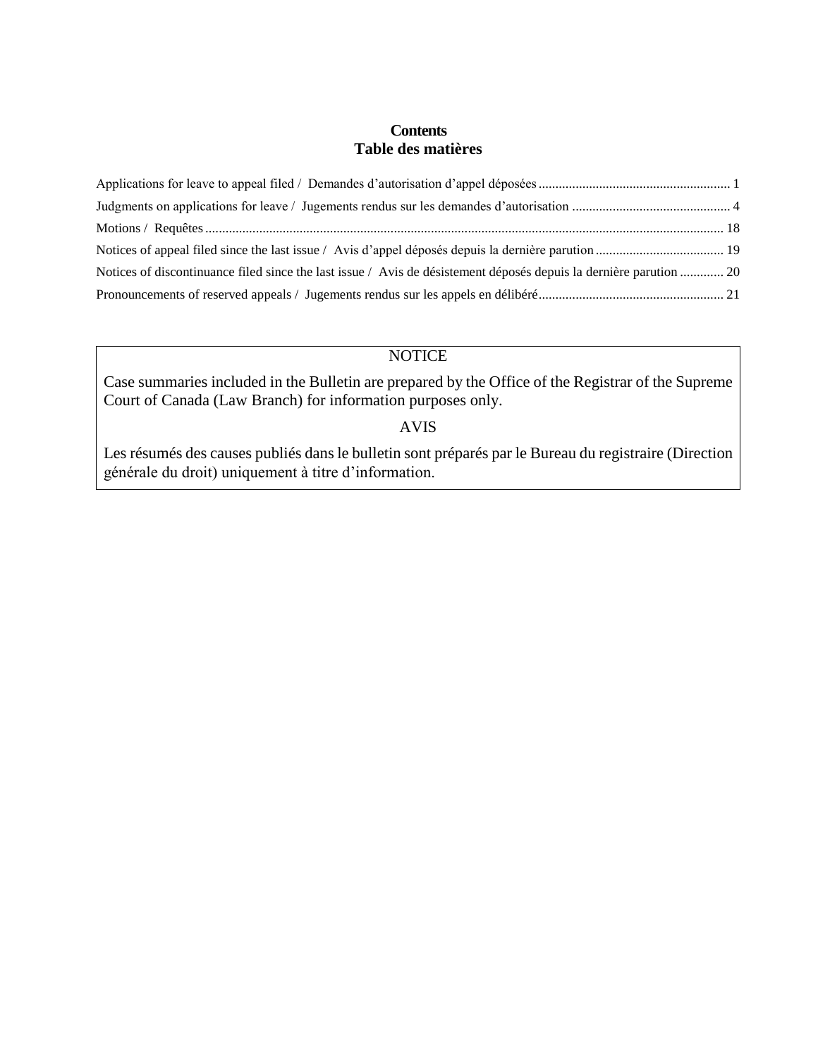## Contents
## Table des matières

Applications for leave to appeal filed / Demandes d'autorisation d'appel déposées ........................................................ 1

Judgments on applications for leave / Jugements rendus sur les demandes d'autorisation .............................................. 4

Motions / Requêtes ........................................................................................................................................................ 18

Notices of appeal filed since the last issue / Avis d'appel déposés depuis la dernière parution ...................................... 19

Notices of discontinuance filed since the last issue / Avis de désistement déposés depuis la dernière parution ............. 20

Pronouncements of reserved appeals / Jugements rendus sur les appels en délibéré ....................................................... 21

NOTICE

Case summaries included in the Bulletin are prepared by the Office of the Registrar of the Supreme Court of Canada (Law Branch) for information purposes only.

AVIS

Les résumés des causes publiés dans le bulletin sont préparés par le Bureau du registraire (Direction générale du droit) uniquement à titre d'information.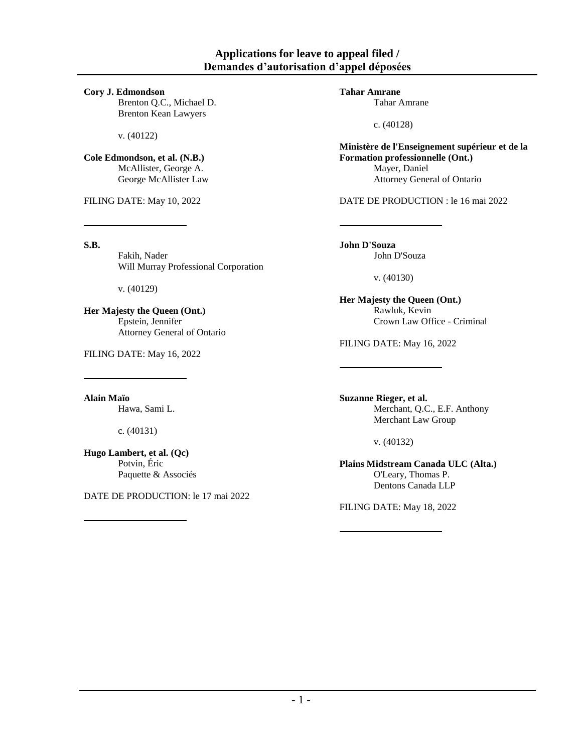## Applications for leave to appeal filed / Demandes d'autorisation d'appel déposées

**Cory J. Edmondson**
Brenton Q.C., Michael D.
Brenton Kean Lawyers

v. (40122)

**Cole Edmondson, et al. (N.B.)**
McAllister, George A.
George McAllister Law

FILING DATE: May 10, 2022

---

**Tahar Amrane**
Tahar Amrane

c. (40128)

**Ministère de l'Enseignement supérieur et de la Formation professionnelle (Ont.)**
Mayer, Daniel
Attorney General of Ontario

DATE DE PRODUCTION : le 16 mai 2022

---

**S.B.**
Fakih, Nader
Will Murray Professional Corporation

v. (40129)

**Her Majesty the Queen (Ont.)**
Epstein, Jennifer
Attorney General of Ontario

FILING DATE: May 16, 2022

---

**John D'Souza**
John D'Souza

v. (40130)

**Her Majesty the Queen (Ont.)**
Rawluk, Kevin
Crown Law Office - Criminal

FILING DATE: May 16, 2022

---

**Alain Maïo**
Hawa, Sami L.

c. (40131)

**Hugo Lambert, et al. (Qc)**
Potvin, Éric
Paquette & Associés

DATE DE PRODUCTION: le 17 mai 2022

---

**Suzanne Rieger, et al.**
Merchant, Q.C., E.F. Anthony
Merchant Law Group

v. (40132)

**Plains Midstream Canada ULC (Alta.)**
O'Leary, Thomas P.
Dentons Canada LLP

FILING DATE: May 18, 2022

---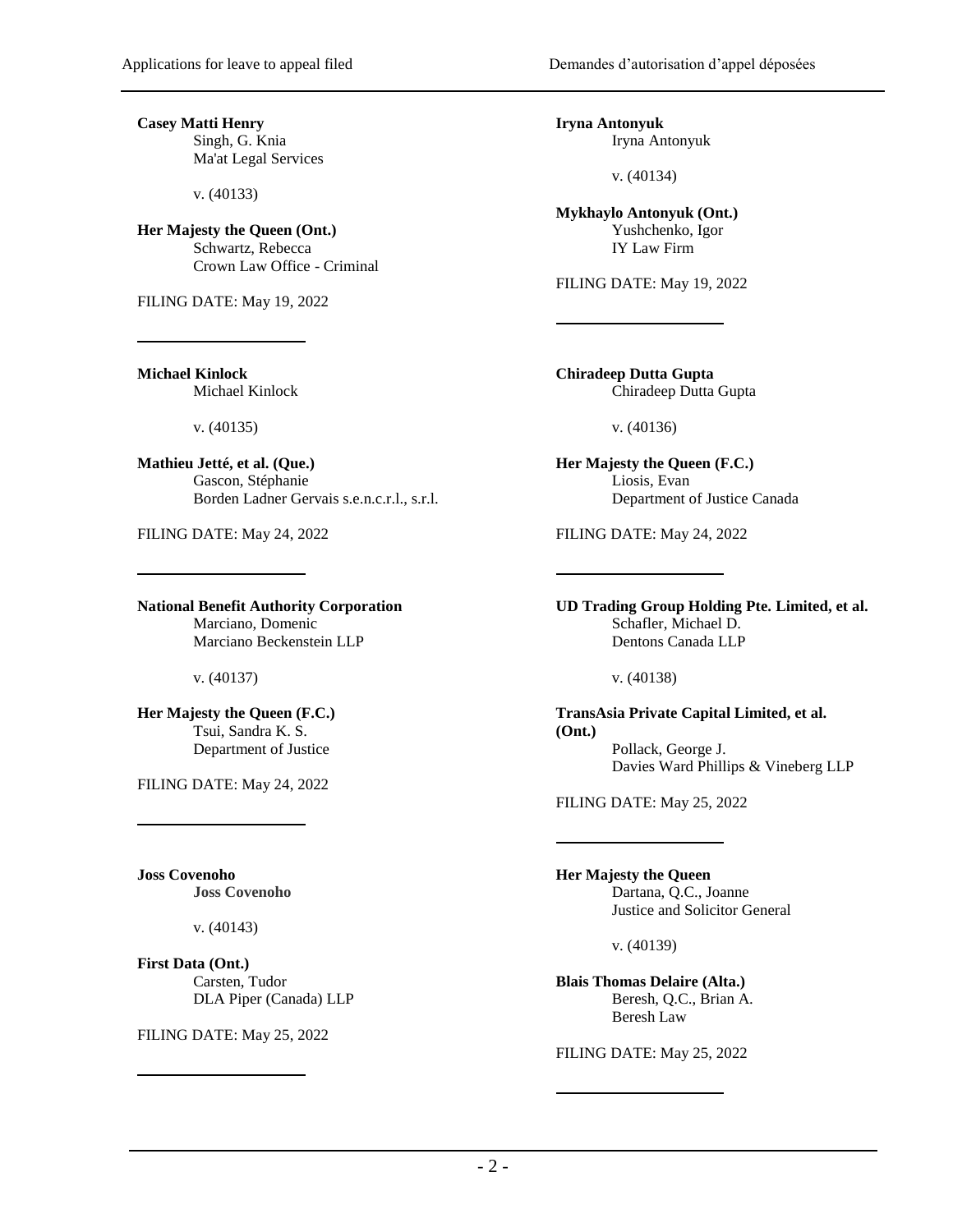**Casey Matti Henry**
Singh, G. Knia
Ma'at Legal Services

v. (40133)

**Her Majesty the Queen (Ont.)**
Schwartz, Rebecca
Crown Law Office - Criminal

FILING DATE: May 19, 2022

---

**Michael Kinlock**
Michael Kinlock

v. (40135)

**Mathieu Jetté, et al. (Que.)**
Gascon, Stéphanie
Borden Ladner Gervais s.e.n.c.r.l., s.r.l.

FILING DATE: May 24, 2022

---

**National Benefit Authority Corporation**
Marciano, Domenic
Marciano Beckenstein LLP

v. (40137)

**Her Majesty the Queen (F.C.)**
Tsui, Sandra K. S.
Department of Justice

FILING DATE: May 24, 2022

---

**Joss Covenoho**
**Joss Covenoho**

v. (40143)

**First Data (Ont.)**
Carsten, Tudor
DLA Piper (Canada) LLP

FILING DATE: May 25, 2022

---

**Iryna Antonyuk**
Iryna Antonyuk

v. (40134)

**Mykhaylo Antonyuk (Ont.)**
Yushchenko, Igor
IY Law Firm

FILING DATE: May 19, 2022

---

**Chiradeep Dutta Gupta**
Chiradeep Dutta Gupta

v. (40136)

**Her Majesty the Queen (F.C.)**
Liosis, Evan
Department of Justice Canada

FILING DATE: May 24, 2022

---

**UD Trading Group Holding Pte. Limited, et al.**
Schafler, Michael D.
Dentons Canada LLP

v. (40138)

**TransAsia Private Capital Limited, et al. (Ont.)**
Pollack, George J.
Davies Ward Phillips & Vineberg LLP

FILING DATE: May 25, 2022

---

**Her Majesty the Queen**
Dartana, Q.C., Joanne
Justice and Solicitor General

v. (40139)

**Blais Thomas Delaire (Alta.)**
Beresh, Q.C., Brian A.
Beresh Law

FILING DATE: May 25, 2022

---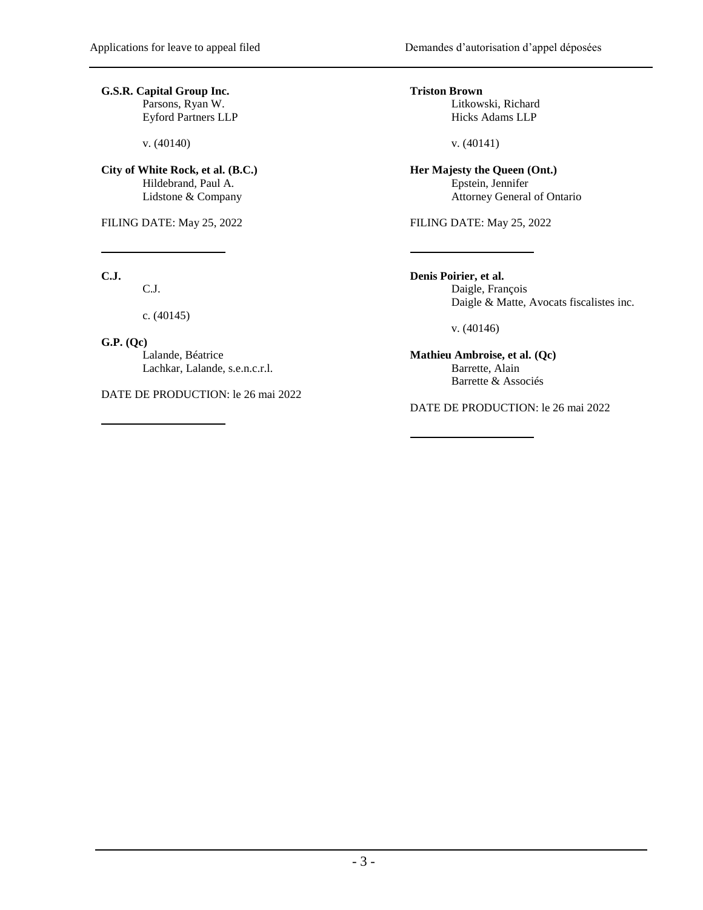**G.S.R. Capital Group Inc.**
Parsons, Ryan W.
Eyford Partners LLP

v. (40140)

**City of White Rock, et al. (B.C.)**
Hildebrand, Paul A.
Lidstone & Company

FILING DATE: May 25, 2022

---

**Triston Brown**
Litkowski, Richard
Hicks Adams LLP

v. (40141)

**Her Majesty the Queen (Ont.)**
Epstein, Jennifer
Attorney General of Ontario

FILING DATE: May 25, 2022

---

**C.J.**
C.J.

c. (40145)

**G.P. (Qc)**
Lalande, Béatrice
Lachkar, Lalande, s.e.n.c.r.l.

DATE DE PRODUCTION: le 26 mai 2022

---

**Denis Poirier, et al.**
Daigle, François
Daigle & Matte, Avocats fiscalistes inc.

v. (40146)

**Mathieu Ambroise, et al. (Qc)**
Barrette, Alain
Barrette & Associés

DATE DE PRODUCTION: le 26 mai 2022

---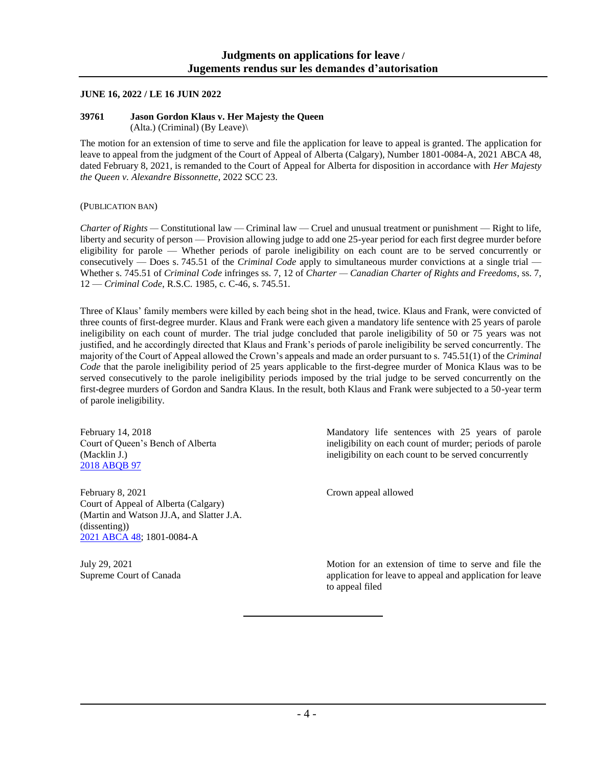## Judgments on applications for leave / Jugements rendus sur les demandes d'autorisation

**JUNE 16, 2022 / LE 16 JUIN 2022**

**39761 Jason Gordon Klaus v. Her Majesty the Queen**
(Alta.) (Criminal) (By Leave)\

The motion for an extension of time to serve and file the application for leave to appeal is granted. The application for leave to appeal from the judgment of the Court of Appeal of Alberta (Calgary), Number 1801-0084-A, 2021 ABCA 48, dated February 8, 2021, is remanded to the Court of Appeal for Alberta for disposition in accordance with *Her Majesty the Queen v. Alexandre Bissonnette*, 2022 SCC 23.

(PUBLICATION BAN)

*Charter of Rights* — Constitutional law — Criminal law — Cruel and unusual treatment or punishment — Right to life, liberty and security of person — Provision allowing judge to add one 25-year period for each first degree murder before eligibility for parole — Whether periods of parole ineligibility on each count are to be served concurrently or consecutively — Does s. 745.51 of the *Criminal Code* apply to simultaneous murder convictions at a single trial — Whether s. 745.51 of *Criminal Code* infringes ss. 7, 12 of *Charter* — *Canadian Charter of Rights and Freedoms*, ss. 7, 12 — *Criminal Code*, R.S.C. 1985, c. C-46, s. 745.51.

Three of Klaus' family members were killed by each being shot in the head, twice. Klaus and Frank, were convicted of three counts of first-degree murder. Klaus and Frank were each given a mandatory life sentence with 25 years of parole ineligibility on each count of murder. The trial judge concluded that parole ineligibility of 50 or 75 years was not justified, and he accordingly directed that Klaus and Frank's periods of parole ineligibility be served concurrently. The majority of the Court of Appeal allowed the Crown's appeals and made an order pursuant to s. 745.51(1) of the *Criminal Code* that the parole ineligibility period of 25 years applicable to the first-degree murder of Monica Klaus was to be served consecutively to the parole ineligibility periods imposed by the trial judge to be served concurrently on the first-degree murders of Gordon and Sandra Klaus. In the result, both Klaus and Frank were subjected to a 50-year term of parole ineligibility.

| | |
|---|---|
| February 14, 2018<br>Court of Queen's Bench of Alberta<br>(Macklin J.)<br>2018 ABQB 97 | Mandatory life sentences with 25 years of parole ineligibility on each count of murder; periods of parole ineligibility on each count to be served concurrently |
| February 8, 2021<br>Court of Appeal of Alberta (Calgary)<br>(Martin and Watson JJ.A, and Slatter J.A. (dissenting))<br>2021 ABCA 48; 1801-0084-A | Crown appeal allowed |
| July 29, 2021<br>Supreme Court of Canada | Motion for an extension of time to serve and file the application for leave to appeal and application for leave to appeal filed |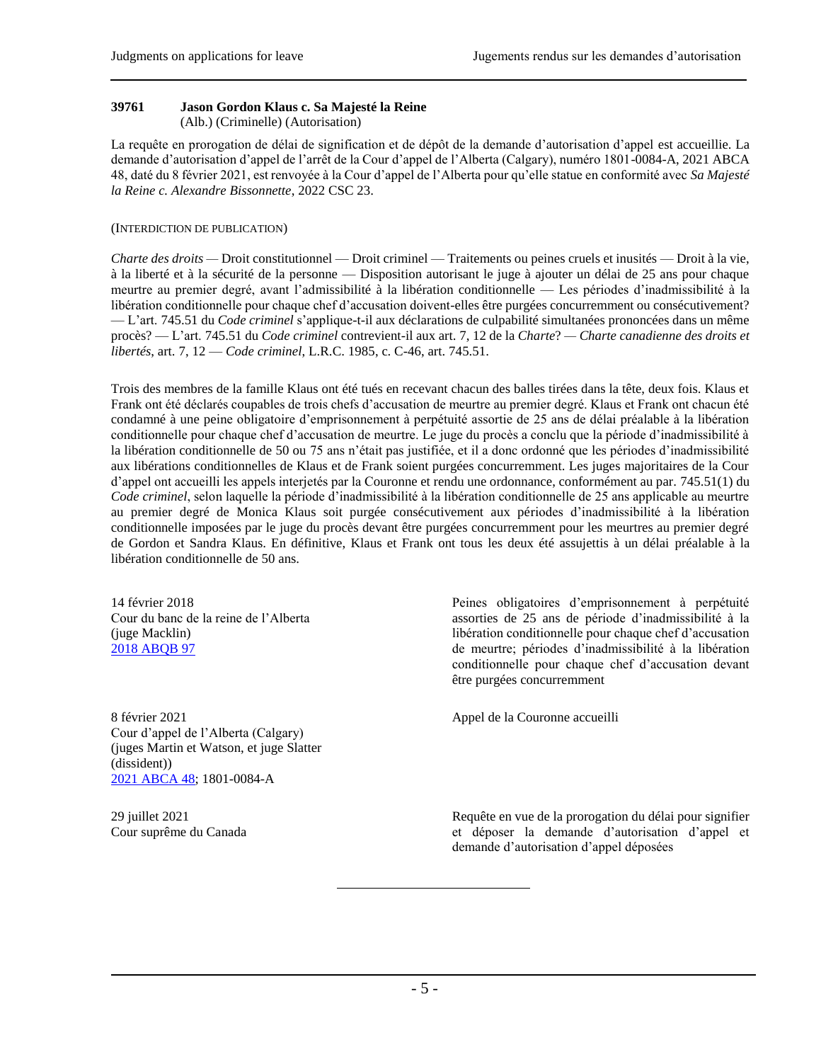**39761 Jason Gordon Klaus c. Sa Majesté la Reine**
(Alb.) (Criminelle) (Autorisation)

La requête en prorogation de délai de signification et de dépôt de la demande d'autorisation d'appel est accueillie. La demande d'autorisation d'appel de l'arrêt de la Cour d'appel de l'Alberta (Calgary), numéro 1801-0084-A, 2021 ABCA 48, daté du 8 février 2021, est renvoyée à la Cour d'appel de l'Alberta pour qu'elle statue en conformité avec *Sa Majesté la Reine c. Alexandre Bissonnette*, 2022 CSC 23.

(INTERDICTION DE PUBLICATION)

*Charte des droits* — Droit constitutionnel — Droit criminel — Traitements ou peines cruels et inusités — Droit à la vie, à la liberté et à la sécurité de la personne — Disposition autorisant le juge à ajouter un délai de 25 ans pour chaque meurtre au premier degré, avant l'admissibilité à la libération conditionnelle — Les périodes d'inadmissibilité à la libération conditionnelle pour chaque chef d'accusation doivent-elles être purgées concurremment ou consécutivement? — L'art. 745.51 du *Code criminel* s'applique-t-il aux déclarations de culpabilité simultanées prononcées dans un même procès? — L'art. 745.51 du *Code criminel* contrevient-il aux art. 7, 12 de la *Charte*? — *Charte canadienne des droits et libertés*, art. 7, 12 — *Code criminel*, L.R.C. 1985, c. C-46, art. 745.51.

Trois des membres de la famille Klaus ont été tués en recevant chacun des balles tirées dans la tête, deux fois. Klaus et Frank ont été déclarés coupables de trois chefs d'accusation de meurtre au premier degré. Klaus et Frank ont chacun été condamné à une peine obligatoire d'emprisonnement à perpétuité assortie de 25 ans de délai préalable à la libération conditionnelle pour chaque chef d'accusation de meurtre. Le juge du procès a conclu que la période d'inadmissibilité à la libération conditionnelle de 50 ou 75 ans n'était pas justifiée, et il a donc ordonné que les périodes d'inadmissibilité aux libérations conditionnelles de Klaus et de Frank soient purgées concurremment. Les juges majoritaires de la Cour d'appel ont accueilli les appels interjetés par la Couronne et rendu une ordonnance, conformément au par. 745.51(1) du *Code criminel*, selon laquelle la période d'inadmissibilité à la libération conditionnelle de 25 ans applicable au meurtre au premier degré de Monica Klaus soit purgée consécutivement aux périodes d'inadmissibilité à la libération conditionnelle imposées par le juge du procès devant être purgées concurremment pour les meurtres au premier degré de Gordon et Sandra Klaus. En définitive, Klaus et Frank ont tous les deux été assujettis à un délai préalable à la libération conditionnelle de 50 ans.

14 février 2018
Cour du banc de la reine de l'Alberta
(juge Macklin)
2018 ABQB 97

Peines obligatoires d'emprisonnement à perpétuité assorties de 25 ans de période d'inadmissibilité à la libération conditionnelle pour chaque chef d'accusation de meurtre; périodes d'inadmissibilité à la libération conditionnelle pour chaque chef d'accusation devant être purgées concurremment

8 février 2021
Cour d'appel de l'Alberta (Calgary)
(juges Martin et Watson, et juge Slatter (dissident))
2021 ABCA 48; 1801-0084-A

Appel de la Couronne accueilli

29 juillet 2021
Cour suprême du Canada

Requête en vue de la prorogation du délai pour signifier et déposer la demande d'autorisation d'appel et demande d'autorisation d'appel déposées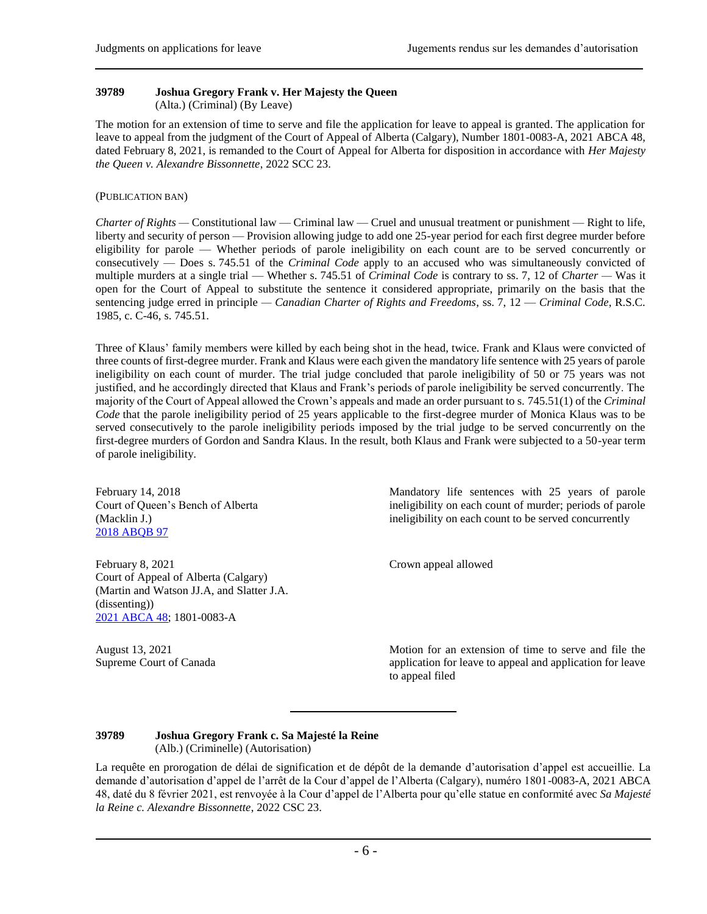**39789 Joshua Gregory Frank v. Her Majesty the Queen**
(Alta.) (Criminal) (By Leave)

The motion for an extension of time to serve and file the application for leave to appeal is granted. The application for leave to appeal from the judgment of the Court of Appeal of Alberta (Calgary), Number 1801-0083-A, 2021 ABCA 48, dated February 8, 2021, is remanded to the Court of Appeal for Alberta for disposition in accordance with *Her Majesty the Queen v. Alexandre Bissonnette*, 2022 SCC 23.

(PUBLICATION BAN)

*Charter of Rights* — Constitutional law — Criminal law — Cruel and unusual treatment or punishment — Right to life, liberty and security of person — Provision allowing judge to add one 25-year period for each first degree murder before eligibility for parole — Whether periods of parole ineligibility on each count are to be served concurrently or consecutively — Does s. 745.51 of the *Criminal Code* apply to an accused who was simultaneously convicted of multiple murders at a single trial — Whether s. 745.51 of *Criminal Code* is contrary to ss. 7, 12 of *Charter* — Was it open for the Court of Appeal to substitute the sentence it considered appropriate, primarily on the basis that the sentencing judge erred in principle — *Canadian Charter of Rights and Freedoms*, ss. 7, 12 — *Criminal Code*, R.S.C. 1985, c. C-46, s. 745.51.

Three of Klaus' family members were killed by each being shot in the head, twice. Frank and Klaus were convicted of three counts of first-degree murder. Frank and Klaus were each given the mandatory life sentence with 25 years of parole ineligibility on each count of murder. The trial judge concluded that parole ineligibility of 50 or 75 years was not justified, and he accordingly directed that Klaus and Frank's periods of parole ineligibility be served concurrently. The majority of the Court of Appeal allowed the Crown's appeals and made an order pursuant to s. 745.51(1) of the *Criminal Code* that the parole ineligibility period of 25 years applicable to the first-degree murder of Monica Klaus was to be served consecutively to the parole ineligibility periods imposed by the trial judge to be served concurrently on the first-degree murders of Gordon and Sandra Klaus. In the result, both Klaus and Frank were subjected to a 50-year term of parole ineligibility.

| | |
|---|---|
| February 14, 2018<br>Court of Queen's Bench of Alberta<br>(Macklin J.)<br>2018 ABQB 97 | Mandatory life sentences with 25 years of parole ineligibility on each count of murder; periods of parole ineligibility on each count to be served concurrently |
| February 8, 2021<br>Court of Appeal of Alberta (Calgary)<br>(Martin and Watson JJ.A, and Slatter J.A. (dissenting))<br>2021 ABCA 48; 1801-0083-A | Crown appeal allowed |
| August 13, 2021<br>Supreme Court of Canada | Motion for an extension of time to serve and file the application for leave to appeal and application for leave to appeal filed |

---

**39789 Joshua Gregory Frank c. Sa Majesté la Reine**
(Alb.) (Criminelle) (Autorisation)

La requête en prorogation de délai de signification et de dépôt de la demande d'autorisation d'appel est accueillie. La demande d'autorisation d'appel de l'arrêt de la Cour d'appel de l'Alberta (Calgary), numéro 1801-0083-A, 2021 ABCA 48, daté du 8 février 2021, est renvoyée à la Cour d'appel de l'Alberta pour qu'elle statue en conformité avec *Sa Majesté la Reine c. Alexandre Bissonnette*, 2022 CSC 23.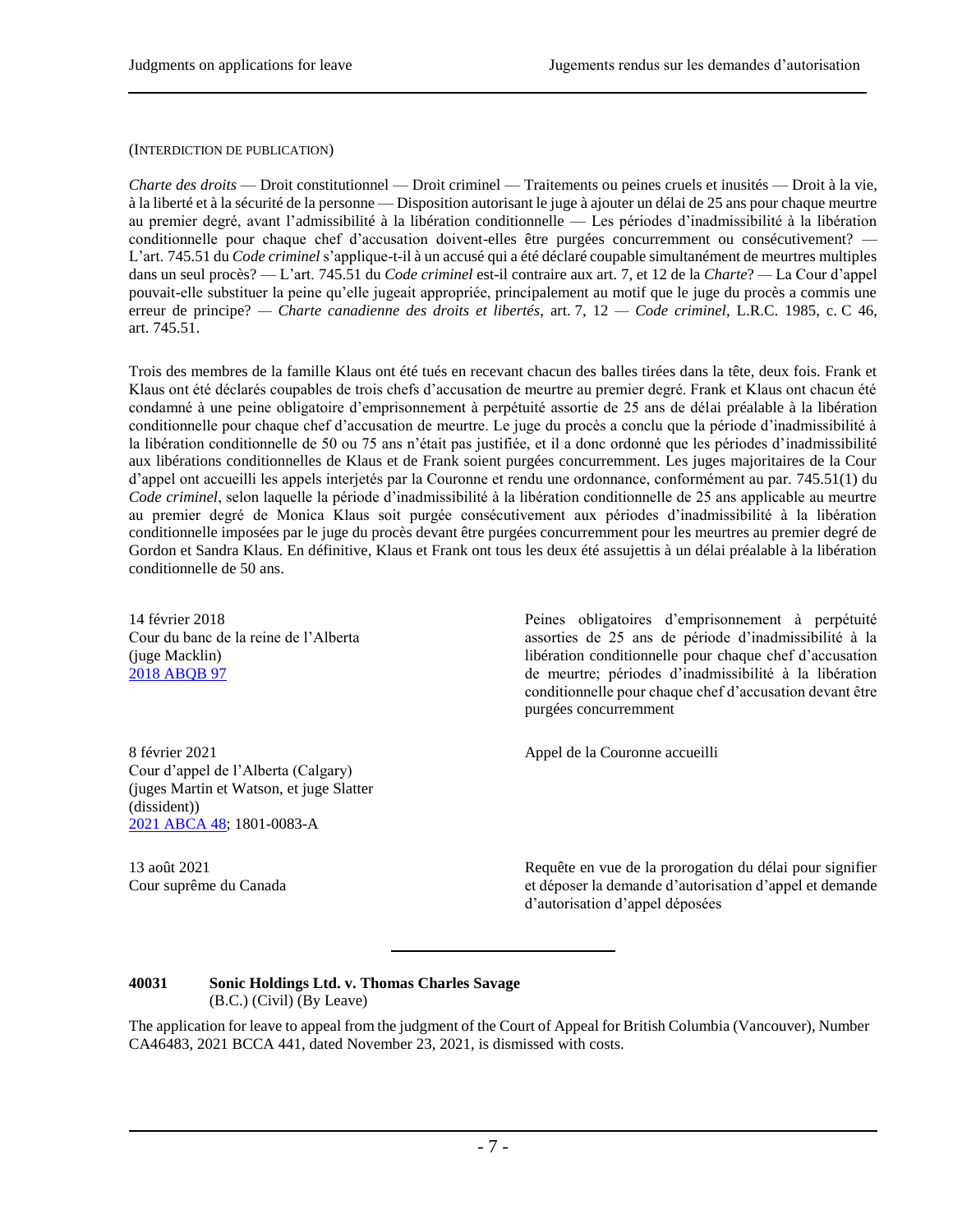(INTERDICTION DE PUBLICATION)

*Charte des droits* — Droit constitutionnel — Droit criminel — Traitements ou peines cruels et inusités — Droit à la vie, à la liberté et à la sécurité de la personne — Disposition autorisant le juge à ajouter un délai de 25 ans pour chaque meurtre au premier degré, avant l'admissibilité à la libération conditionnelle — Les périodes d'inadmissibilité à la libération conditionnelle pour chaque chef d'accusation doivent-elles être purgées concurremment ou consécutivement? — L'art. 745.51 du *Code criminel* s'applique-t-il à un accusé qui a été déclaré coupable simultanément de meurtres multiples dans un seul procès? — L'art. 745.51 du *Code criminel* est-il contraire aux art. 7, et 12 de la *Charte*? — La Cour d'appel pouvait-elle substituer la peine qu'elle jugeait appropriée, principalement au motif que le juge du procès a commis une erreur de principe? — *Charte canadienne des droits et libertés*, art. 7, 12 — *Code criminel*, L.R.C. 1985, c. C 46, art. 745.51.

Trois des membres de la famille Klaus ont été tués en recevant chacun des balles tirées dans la tête, deux fois. Frank et Klaus ont été déclarés coupables de trois chefs d'accusation de meurtre au premier degré. Frank et Klaus ont chacun été condamné à une peine obligatoire d'emprisonnement à perpétuité assortie de 25 ans de délai préalable à la libération conditionnelle pour chaque chef d'accusation de meurtre. Le juge du procès a conclu que la période d'inadmissibilité à la libération conditionnelle de 50 ou 75 ans n'était pas justifiée, et il a donc ordonné que les périodes d'inadmissibilité aux libérations conditionnelles de Klaus et de Frank soient purgées concurremment. Les juges majoritaires de la Cour d'appel ont accueilli les appels interjetés par la Couronne et rendu une ordonnance, conformément au par. 745.51(1) du *Code criminel*, selon laquelle la période d'inadmissibilité à la libération conditionnelle de 25 ans applicable au meurtre au premier degré de Monica Klaus soit purgée consécutivement aux périodes d'inadmissibilité à la libération conditionnelle imposées par le juge du procès devant être purgées concurremment pour les meurtres au premier degré de Gordon et Sandra Klaus. En définitive, Klaus et Frank ont tous les deux été assujettis à un délai préalable à la libération conditionnelle de 50 ans.

14 février 2018
Cour du banc de la reine de l'Alberta
(juge Macklin)
2018 ABQB 97

Peines obligatoires d'emprisonnement à perpétuité assorties de 25 ans de période d'inadmissibilité à la libération conditionnelle pour chaque chef d'accusation de meurtre; périodes d'inadmissibilité à la libération conditionnelle pour chaque chef d'accusation devant être purgées concurremment

8 février 2021
Cour d'appel de l'Alberta (Calgary)
(juges Martin et Watson, et juge Slatter (dissident))
2021 ABCA 48; 1801-0083-A

Appel de la Couronne accueilli

13 août 2021
Cour suprême du Canada

Requête en vue de la prorogation du délai pour signifier et déposer la demande d'autorisation d'appel et demande d'autorisation d'appel déposées

---

**40031 Sonic Holdings Ltd. v. Thomas Charles Savage**
(B.C.) (Civil) (By Leave)

The application for leave to appeal from the judgment of the Court of Appeal for British Columbia (Vancouver), Number CA46483, 2021 BCCA 441, dated November 23, 2021, is dismissed with costs.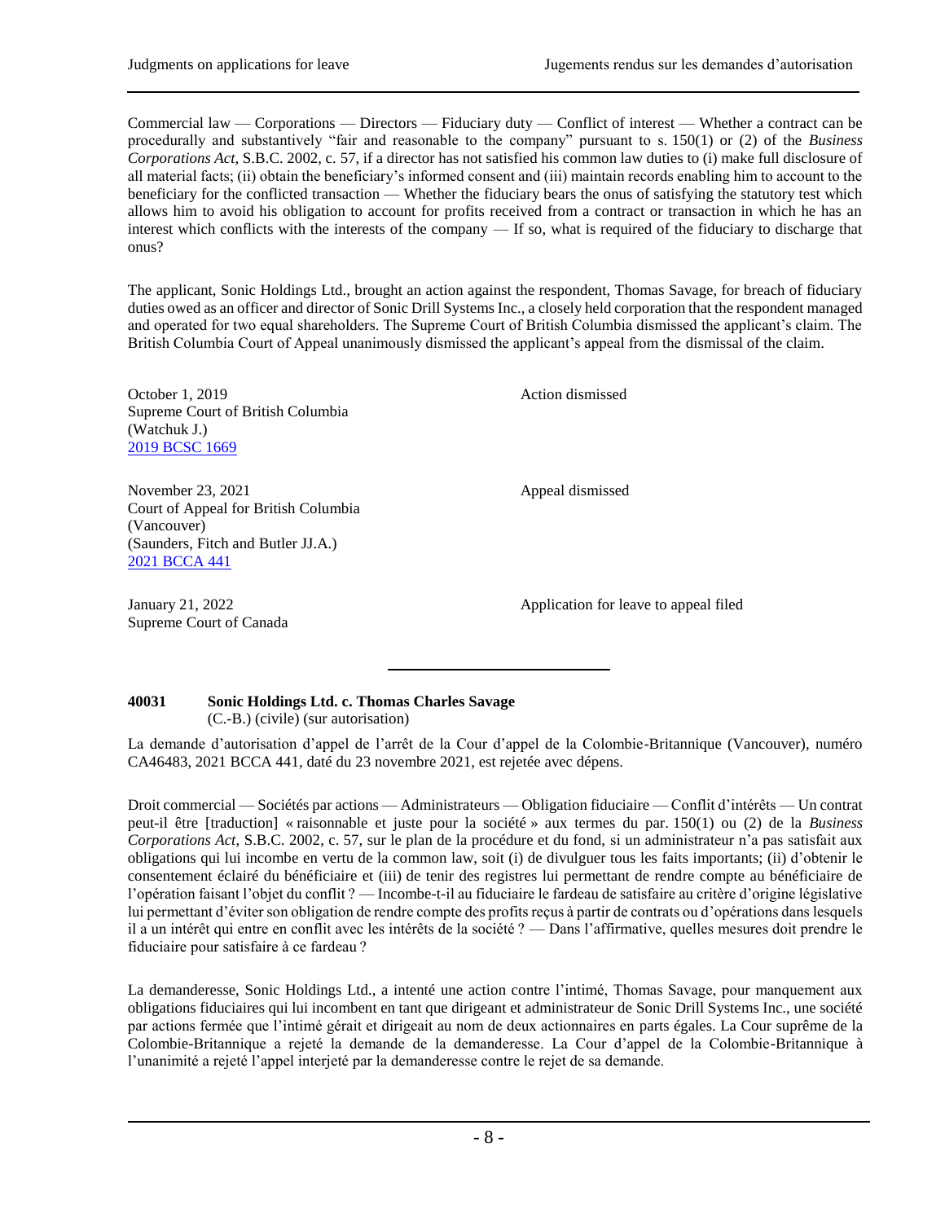Commercial law — Corporations — Directors — Fiduciary duty — Conflict of interest — Whether a contract can be procedurally and substantively "fair and reasonable to the company" pursuant to s. 150(1) or (2) of the *Business Corporations Act*, S.B.C. 2002, c. 57, if a director has not satisfied his common law duties to (i) make full disclosure of all material facts; (ii) obtain the beneficiary's informed consent and (iii) maintain records enabling him to account to the beneficiary for the conflicted transaction — Whether the fiduciary bears the onus of satisfying the statutory test which allows him to avoid his obligation to account for profits received from a contract or transaction in which he has an interest which conflicts with the interests of the company — If so, what is required of the fiduciary to discharge that onus?

The applicant, Sonic Holdings Ltd., brought an action against the respondent, Thomas Savage, for breach of fiduciary duties owed as an officer and director of Sonic Drill Systems Inc., a closely held corporation that the respondent managed and operated for two equal shareholders. The Supreme Court of British Columbia dismissed the applicant's claim. The British Columbia Court of Appeal unanimously dismissed the applicant's appeal from the dismissal of the claim.

| | |
|---|---|
| October 1, 2019<br>Supreme Court of British Columbia<br>(Watchuk J.)<br>2019 BCSC 1669 | Action dismissed |
| November 23, 2021<br>Court of Appeal for British Columbia<br>(Vancouver)<br>(Saunders, Fitch and Butler JJ.A.)<br>2021 BCCA 441 | Appeal dismissed |
| January 21, 2022<br>Supreme Court of Canada | Application for leave to appeal filed |

---

**40031 Sonic Holdings Ltd. c. Thomas Charles Savage**
(C.-B.) (civile) (sur autorisation)

La demande d'autorisation d'appel de l'arrêt de la Cour d'appel de la Colombie-Britannique (Vancouver), numéro CA46483, 2021 BCCA 441, daté du 23 novembre 2021, est rejetée avec dépens.

Droit commercial — Sociétés par actions — Administrateurs — Obligation fiduciaire — Conflit d'intérêts — Un contrat peut-il être [traduction] « raisonnable et juste pour la société » aux termes du par. 150(1) ou (2) de la *Business Corporations Act*, S.B.C. 2002, c. 57, sur le plan de la procédure et du fond, si un administrateur n'a pas satisfait aux obligations qui lui incombe en vertu de la common law, soit (i) de divulguer tous les faits importants; (ii) d'obtenir le consentement éclairé du bénéficiaire et (iii) de tenir des registres lui permettant de rendre compte au bénéficiaire de l'opération faisant l'objet du conflit ? — Incombe-t-il au fiduciaire le fardeau de satisfaire au critère d'origine législative lui permettant d'éviter son obligation de rendre compte des profits reçus à partir de contrats ou d'opérations dans lesquels il a un intérêt qui entre en conflit avec les intérêts de la société ? — Dans l'affirmative, quelles mesures doit prendre le fiduciaire pour satisfaire à ce fardeau ?

La demanderesse, Sonic Holdings Ltd., a intenté une action contre l'intimé, Thomas Savage, pour manquement aux obligations fiduciaires qui lui incombent en tant que dirigeant et administrateur de Sonic Drill Systems Inc., une société par actions fermée que l'intimé gérait et dirigeait au nom de deux actionnaires en parts égales. La Cour suprême de la Colombie-Britannique a rejeté la demande de la demanderesse. La Cour d'appel de la Colombie-Britannique à l'unanimité a rejeté l'appel interjeté par la demanderesse contre le rejet de sa demande.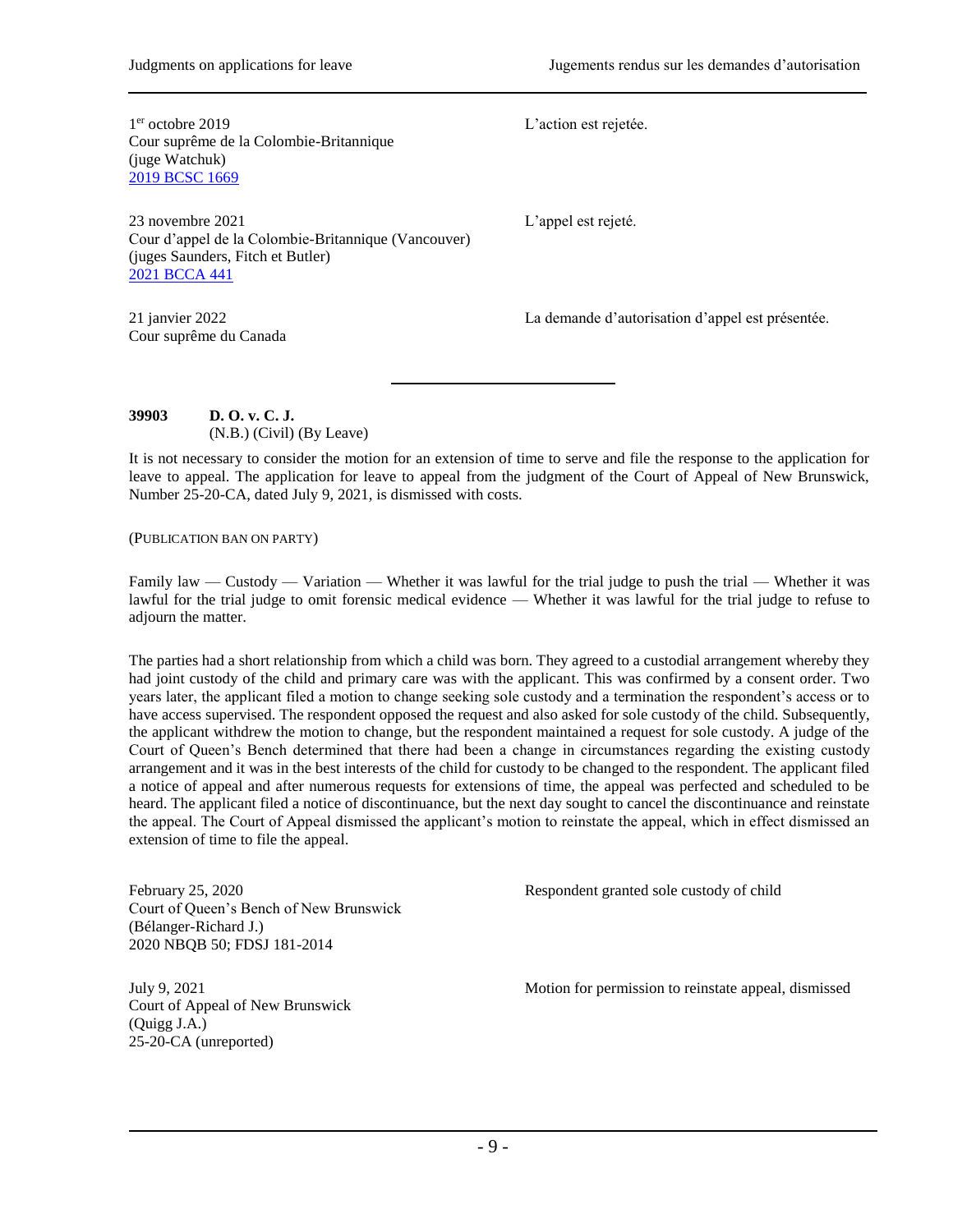| | |
|---|---|
| 1er octobre 2019<br>Cour suprême de la Colombie-Britannique<br>(juge Watchuk)<br>2019 BCSC 1669 | L'action est rejetée. |
| 23 novembre 2021<br>Cour d'appel de la Colombie-Britannique (Vancouver)<br>(juges Saunders, Fitch et Butler)<br>2021 BCCA 441 | L'appel est rejeté. |
| 21 janvier 2022<br>Cour suprême du Canada | La demande d'autorisation d'appel est présentée. |

---

**39903 D. O. v. C. J.**
(N.B.) (Civil) (By Leave)

It is not necessary to consider the motion for an extension of time to serve and file the response to the application for leave to appeal. The application for leave to appeal from the judgment of the Court of Appeal of New Brunswick, Number 25-20-CA, dated July 9, 2021, is dismissed with costs.

(PUBLICATION BAN ON PARTY)

Family law — Custody — Variation — Whether it was lawful for the trial judge to push the trial — Whether it was lawful for the trial judge to omit forensic medical evidence — Whether it was lawful for the trial judge to refuse to adjourn the matter.

The parties had a short relationship from which a child was born. They agreed to a custodial arrangement whereby they had joint custody of the child and primary care was with the applicant. This was confirmed by a consent order. Two years later, the applicant filed a motion to change seeking sole custody and a termination the respondent's access or to have access supervised. The respondent opposed the request and also asked for sole custody of the child. Subsequently, the applicant withdrew the motion to change, but the respondent maintained a request for sole custody. A judge of the Court of Queen's Bench determined that there had been a change in circumstances regarding the existing custody arrangement and it was in the best interests of the child for custody to be changed to the respondent. The applicant filed a notice of appeal and after numerous requests for extensions of time, the appeal was perfected and scheduled to be heard. The applicant filed a notice of discontinuance, but the next day sought to cancel the discontinuance and reinstate the appeal. The Court of Appeal dismissed the applicant's motion to reinstate the appeal, which in effect dismissed an extension of time to file the appeal.

| | |
|---|---|
| February 25, 2020<br>Court of Queen's Bench of New Brunswick<br>(Bélanger-Richard J.)<br>2020 NBQB 50; FDSJ 181-2014 | Respondent granted sole custody of child |
| July 9, 2021<br>Court of Appeal of New Brunswick<br>(Quigg J.A.)<br>25-20-CA (unreported) | Motion for permission to reinstate appeal, dismissed |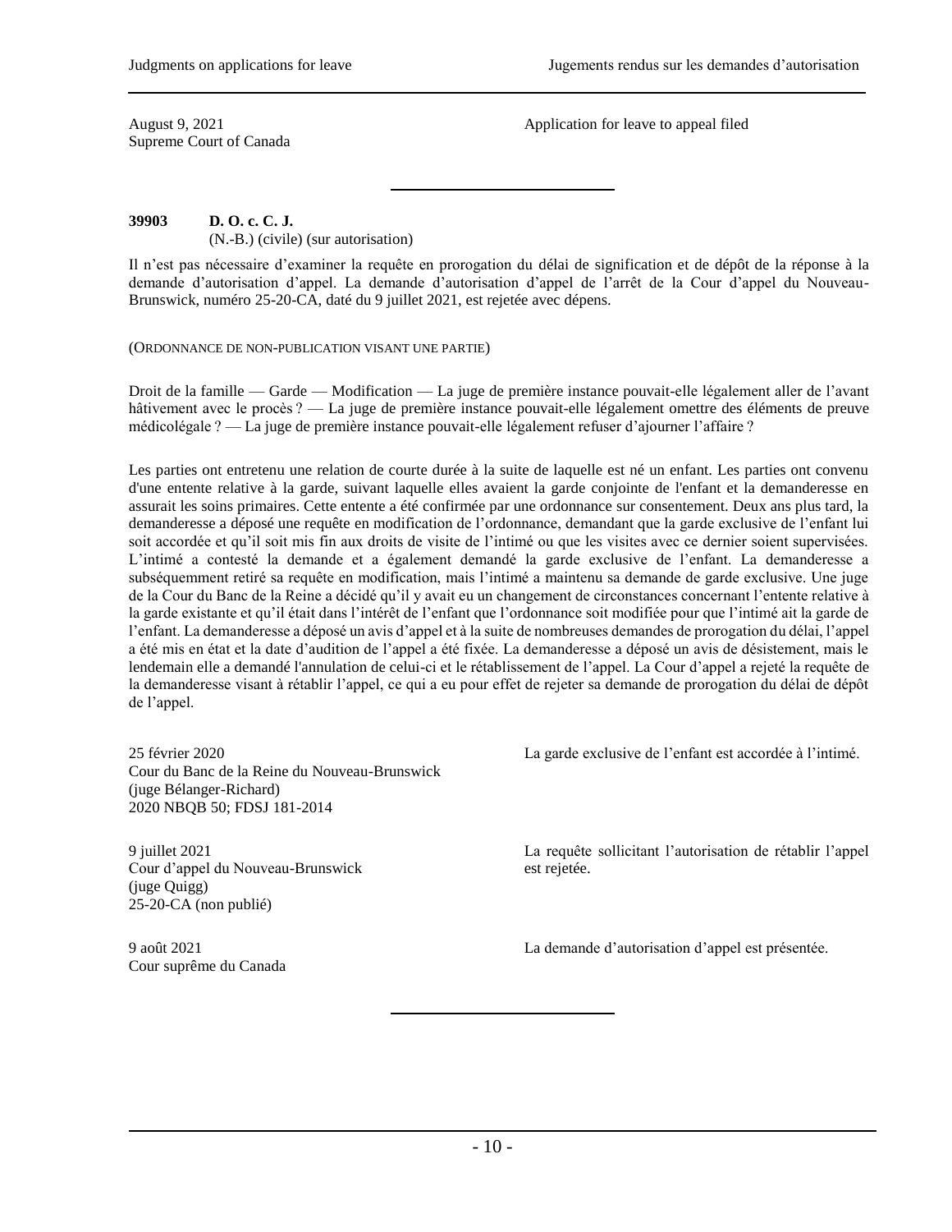August 9, 2021
Supreme Court of Canada

Application for leave to appeal filed

---

**39903 D. O. c. C. J.**
(N.-B.) (civile) (sur autorisation)

Il n'est pas nécessaire d'examiner la requête en prorogation du délai de signification et de dépôt de la réponse à la demande d'autorisation d'appel. La demande d'autorisation d'appel de l'arrêt de la Cour d'appel du Nouveau-Brunswick, numéro 25-20-CA, daté du 9 juillet 2021, est rejetée avec dépens.

(ORDONNANCE DE NON-PUBLICATION VISANT UNE PARTIE)

Droit de la famille — Garde — Modification — La juge de première instance pouvait-elle légalement aller de l'avant hâtivement avec le procès ? — La juge de première instance pouvait-elle légalement omettre des éléments de preuve médicolégale ? — La juge de première instance pouvait-elle légalement refuser d'ajourner l'affaire ?

Les parties ont entretenu une relation de courte durée à la suite de laquelle est né un enfant. Les parties ont convenu d'une entente relative à la garde, suivant laquelle elles avaient la garde conjointe de l'enfant et la demanderesse en assurait les soins primaires. Cette entente a été confirmée par une ordonnance sur consentement. Deux ans plus tard, la demanderesse a déposé une requête en modification de l'ordonnance, demandant que la garde exclusive de l'enfant lui soit accordée et qu'il soit mis fin aux droits de visite de l'intimé ou que les visites avec ce dernier soient supervisées. L'intimé a contesté la demande et a également demandé la garde exclusive de l'enfant. La demanderesse a subséquemment retiré sa requête en modification, mais l'intimé a maintenu sa demande de garde exclusive. Une juge de la Cour du Banc de la Reine a décidé qu'il y avait eu un changement de circonstances concernant l'entente relative à la garde existante et qu'il était dans l'intérêt de l'enfant que l'ordonnance soit modifiée pour que l'intimé ait la garde de l'enfant. La demanderesse a déposé un avis d'appel et à la suite de nombreuses demandes de prorogation du délai, l'appel a été mis en état et la date d'audition de l'appel a été fixée. La demanderesse a déposé un avis de désistement, mais le lendemain elle a demandé l'annulation de celui-ci et le rétablissement de l'appel. La Cour d'appel a rejeté la requête de la demanderesse visant à rétablir l'appel, ce qui a eu pour effet de rejeter sa demande de prorogation du délai de dépôt de l'appel.

25 février 2020
Cour du Banc de la Reine du Nouveau-Brunswick
(juge Bélanger-Richard)
2020 NBQB 50; FDSJ 181-2014

La garde exclusive de l'enfant est accordée à l'intimé.

9 juillet 2021
Cour d'appel du Nouveau-Brunswick
(juge Quigg)
25-20-CA (non publié)

La requête sollicitant l'autorisation de rétablir l'appel est rejetée.

9 août 2021
Cour suprême du Canada

La demande d'autorisation d'appel est présentée.

---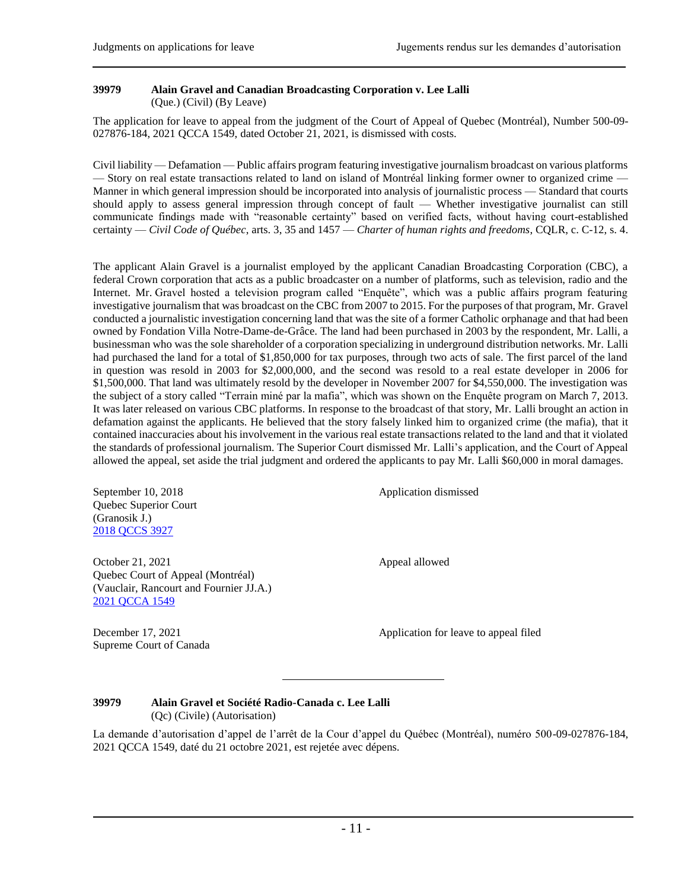**39979 Alain Gravel and Canadian Broadcasting Corporation v. Lee Lalli**
(Que.) (Civil) (By Leave)

The application for leave to appeal from the judgment of the Court of Appeal of Quebec (Montréal), Number 500-09-027876-184, 2021 QCCA 1549, dated October 21, 2021, is dismissed with costs.

Civil liability — Defamation — Public affairs program featuring investigative journalism broadcast on various platforms — Story on real estate transactions related to land on island of Montréal linking former owner to organized crime — Manner in which general impression should be incorporated into analysis of journalistic process — Standard that courts should apply to assess general impression through concept of fault — Whether investigative journalist can still communicate findings made with "reasonable certainty" based on verified facts, without having court-established certainty — *Civil Code of Québec*, arts. 3, 35 and 1457 — *Charter of human rights and freedoms*, CQLR, c. C-12, s. 4.

The applicant Alain Gravel is a journalist employed by the applicant Canadian Broadcasting Corporation (CBC), a federal Crown corporation that acts as a public broadcaster on a number of platforms, such as television, radio and the Internet. Mr. Gravel hosted a television program called "Enquête", which was a public affairs program featuring investigative journalism that was broadcast on the CBC from 2007 to 2015. For the purposes of that program, Mr. Gravel conducted a journalistic investigation concerning land that was the site of a former Catholic orphanage and that had been owned by Fondation Villa Notre-Dame-de-Grâce. The land had been purchased in 2003 by the respondent, Mr. Lalli, a businessman who was the sole shareholder of a corporation specializing in underground distribution networks. Mr. Lalli had purchased the land for a total of $1,850,000 for tax purposes, through two acts of sale. The first parcel of the land in question was resold in 2003 for $2,000,000, and the second was resold to a real estate developer in 2006 for $1,500,000. That land was ultimately resold by the developer in November 2007 for $4,550,000. The investigation was the subject of a story called "Terrain miné par la mafia", which was shown on the Enquête program on March 7, 2013. It was later released on various CBC platforms. In response to the broadcast of that story, Mr. Lalli brought an action in defamation against the applicants. He believed that the story falsely linked him to organized crime (the mafia), that it contained inaccuracies about his involvement in the various real estate transactions related to the land and that it violated the standards of professional journalism. The Superior Court dismissed Mr. Lalli's application, and the Court of Appeal allowed the appeal, set aside the trial judgment and ordered the applicants to pay Mr. Lalli $60,000 in moral damages.

| | |
|---|---|
| September 10, 2018<br>Quebec Superior Court<br>(Granosik J.)<br>2018 QCCS 3927 | Application dismissed |
| October 21, 2021<br>Quebec Court of Appeal (Montréal)<br>(Vauclair, Rancourt and Fournier JJ.A.)<br>2021 QCCA 1549 | Appeal allowed |
| December 17, 2021<br>Supreme Court of Canada | Application for leave to appeal filed |

---

**39979 Alain Gravel et Société Radio-Canada c. Lee Lalli**
(Qc) (Civile) (Autorisation)

La demande d'autorisation d'appel de l'arrêt de la Cour d'appel du Québec (Montréal), numéro 500-09-027876-184, 2021 QCCA 1549, daté du 21 octobre 2021, est rejetée avec dépens.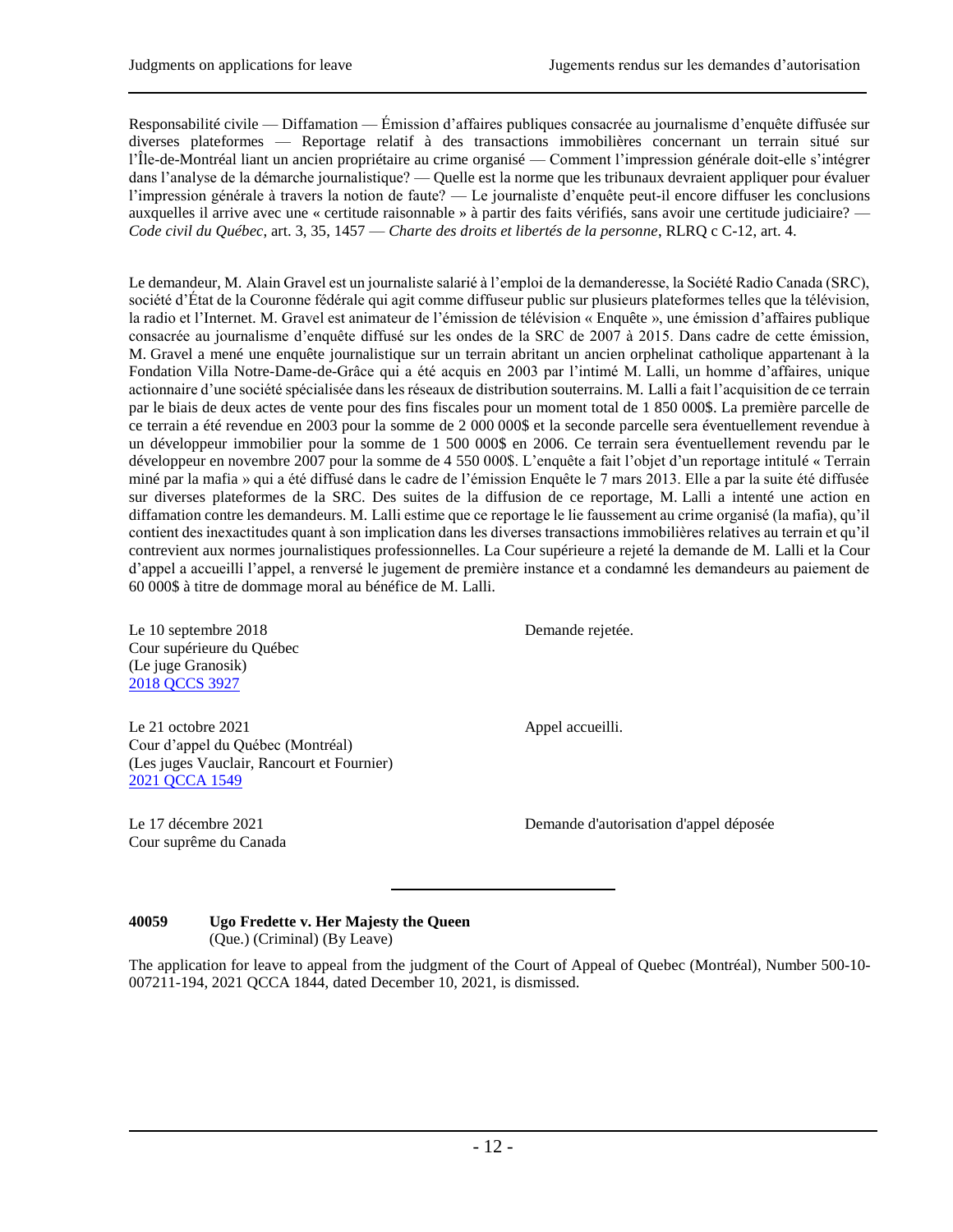Responsabilité civile — Diffamation — Émission d'affaires publiques consacrée au journalisme d'enquête diffusée sur diverses plateformes — Reportage relatif à des transactions immobilières concernant un terrain situé sur l'Île-de-Montréal liant un ancien propriétaire au crime organisé — Comment l'impression générale doit-elle s'intégrer dans l'analyse de la démarche journalistique? — Quelle est la norme que les tribunaux devraient appliquer pour évaluer l'impression générale à travers la notion de faute? — Le journaliste d'enquête peut-il encore diffuser les conclusions auxquelles il arrive avec une « certitude raisonnable » à partir des faits vérifiés, sans avoir une certitude judiciaire? — *Code civil du Québec*, art. 3, 35, 1457 — *Charte des droits et libertés de la personne*, RLRQ c C-12, art. 4.

Le demandeur, M. Alain Gravel est un journaliste salarié à l'emploi de la demanderesse, la Société Radio Canada (SRC), société d'État de la Couronne fédérale qui agit comme diffuseur public sur plusieurs plateformes telles que la télévision, la radio et l'Internet. M. Gravel est animateur de l'émission de télévision « Enquête », une émission d'affaires publique consacrée au journalisme d'enquête diffusé sur les ondes de la SRC de 2007 à 2015. Dans cadre de cette émission, M. Gravel a mené une enquête journalistique sur un terrain abritant un ancien orphelinat catholique appartenant à la Fondation Villa Notre-Dame-de-Grâce qui a été acquis en 2003 par l'intimé M. Lalli, un homme d'affaires, unique actionnaire d'une société spécialisée dans les réseaux de distribution souterrains. M. Lalli a fait l'acquisition de ce terrain par le biais de deux actes de vente pour des fins fiscales pour un moment total de 1 850 000$. La première parcelle de ce terrain a été revendue en 2003 pour la somme de 2 000 000$ et la seconde parcelle sera éventuellement revendue à un développeur immobilier pour la somme de 1 500 000$ en 2006. Ce terrain sera éventuellement revendu par le développeur en novembre 2007 pour la somme de 4 550 000$. L'enquête a fait l'objet d'un reportage intitulé « Terrain miné par la mafia » qui a été diffusé dans le cadre de l'émission Enquête le 7 mars 2013. Elle a par la suite été diffusée sur diverses plateformes de la SRC. Des suites de la diffusion de ce reportage, M. Lalli a intenté une action en diffamation contre les demandeurs. M. Lalli estime que ce reportage le lie faussement au crime organisé (la mafia), qu'il contient des inexactitudes quant à son implication dans les diverses transactions immobilières relatives au terrain et qu'il contrevient aux normes journalistiques professionnelles. La Cour supérieure a rejeté la demande de M. Lalli et la Cour d'appel a accueilli l'appel, a renversé le jugement de première instance et a condamné les demandeurs au paiement de 60 000$ à titre de dommage moral au bénéfice de M. Lalli.

| | |
|---|---|
| Le 10 septembre 2018<br>Cour supérieure du Québec<br>(Le juge Granosik)<br>2018 QCCS 3927 | Demande rejetée. |
| Le 21 octobre 2021<br>Cour d'appel du Québec (Montréal)<br>(Les juges Vauclair, Rancourt et Fournier)<br>2021 QCCA 1549 | Appel accueilli. |
| Le 17 décembre 2021<br>Cour suprême du Canada | Demande d'autorisation d'appel déposée |

---

**40059 Ugo Fredette v. Her Majesty the Queen**
(Que.) (Criminal) (By Leave)

The application for leave to appeal from the judgment of the Court of Appeal of Quebec (Montréal), Number 500-10-007211-194, 2021 QCCA 1844, dated December 10, 2021, is dismissed.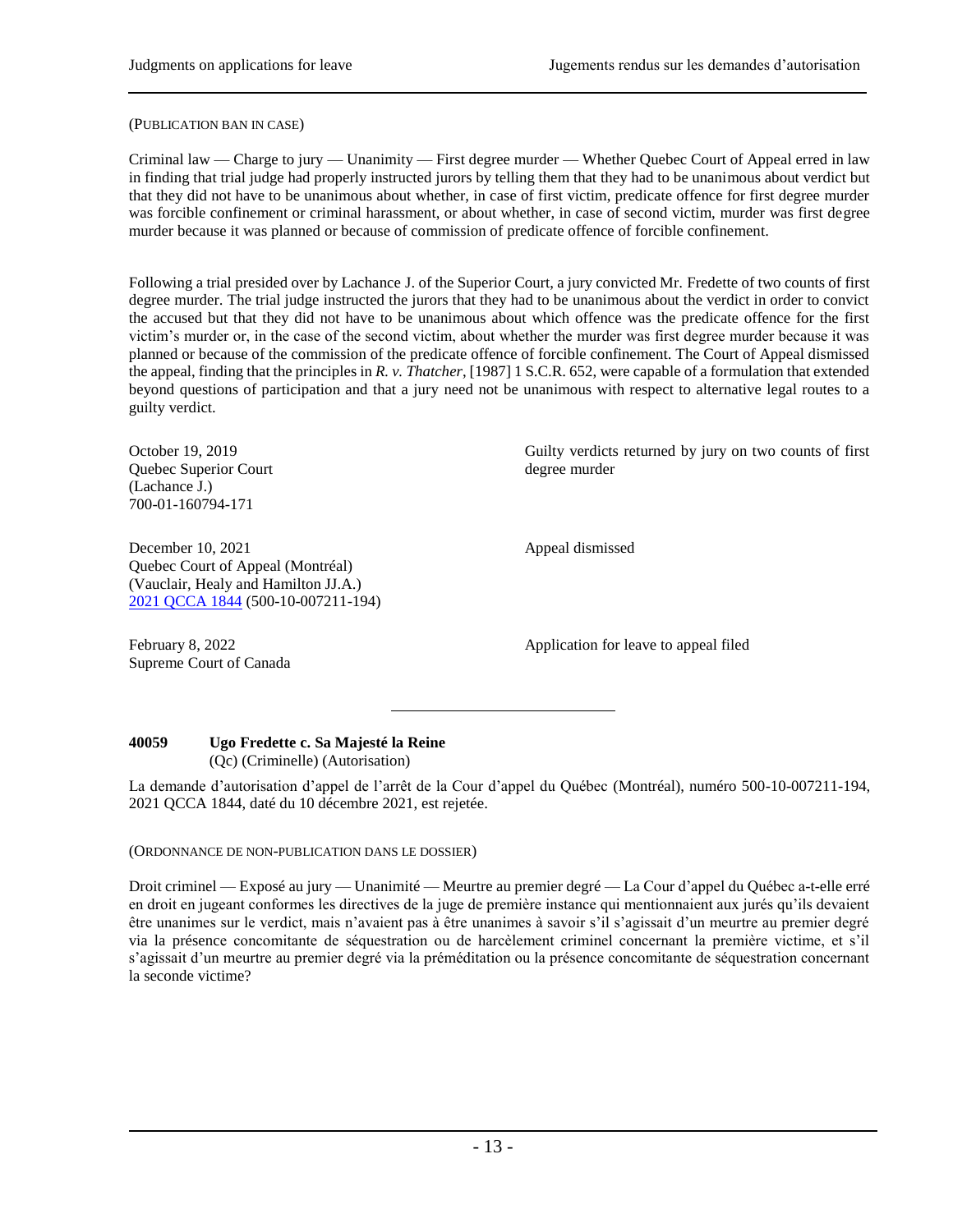(PUBLICATION BAN IN CASE)

Criminal law — Charge to jury — Unanimity — First degree murder — Whether Quebec Court of Appeal erred in law in finding that trial judge had properly instructed jurors by telling them that they had to be unanimous about verdict but that they did not have to be unanimous about whether, in case of first victim, predicate offence for first degree murder was forcible confinement or criminal harassment, or about whether, in case of second victim, murder was first degree murder because it was planned or because of commission of predicate offence of forcible confinement.

Following a trial presided over by Lachance J. of the Superior Court, a jury convicted Mr. Fredette of two counts of first degree murder. The trial judge instructed the jurors that they had to be unanimous about the verdict in order to convict the accused but that they did not have to be unanimous about which offence was the predicate offence for the first victim's murder or, in the case of the second victim, about whether the murder was first degree murder because it was planned or because of the commission of the predicate offence of forcible confinement. The Court of Appeal dismissed the appeal, finding that the principles in *R. v. Thatcher*, [1987] 1 S.C.R. 652, were capable of a formulation that extended beyond questions of participation and that a jury need not be unanimous with respect to alternative legal routes to a guilty verdict.

| | |
|---|---|
| October 19, 2019<br>Quebec Superior Court<br>(Lachance J.)<br>700-01-160794-171 | Guilty verdicts returned by jury on two counts of first degree murder |
| December 10, 2021<br>Quebec Court of Appeal (Montréal)<br>(Vauclair, Healy and Hamilton JJ.A.)<br>2021 QCCA 1844 (500-10-007211-194) | Appeal dismissed |
| February 8, 2022<br>Supreme Court of Canada | Application for leave to appeal filed |

---

**40059 Ugo Fredette c. Sa Majesté la Reine**
(Qc) (Criminelle) (Autorisation)

La demande d'autorisation d'appel de l'arrêt de la Cour d'appel du Québec (Montréal), numéro 500-10-007211-194, 2021 QCCA 1844, daté du 10 décembre 2021, est rejetée.

(ORDONNANCE DE NON-PUBLICATION DANS LE DOSSIER)

Droit criminel — Exposé au jury — Unanimité — Meurtre au premier degré — La Cour d'appel du Québec a-t-elle erré en droit en jugeant conformes les directives de la juge de première instance qui mentionnaient aux jurés qu'ils devaient être unanimes sur le verdict, mais n'avaient pas à être unanimes à savoir s'il s'agissait d'un meurtre au premier degré via la présence concomitante de séquestration ou de harcèlement criminel concernant la première victime, et s'il s'agissait d'un meurtre au premier degré via la préméditation ou la présence concomitante de séquestration concernant la seconde victime?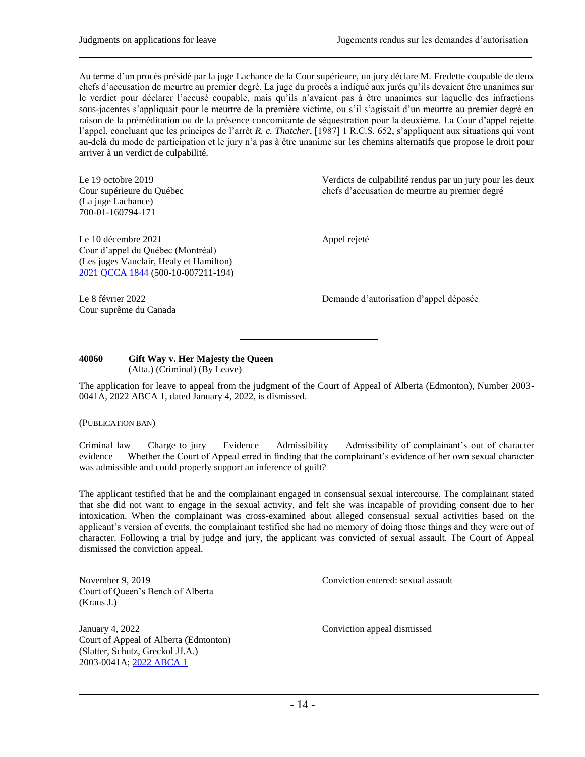Au terme d'un procès présidé par la juge Lachance de la Cour supérieure, un jury déclare M. Fredette coupable de deux chefs d'accusation de meurtre au premier degré. La juge du procès a indiqué aux jurés qu'ils devaient être unanimes sur le verdict pour déclarer l'accusé coupable, mais qu'ils n'avaient pas à être unanimes sur laquelle des infractions sous-jacentes s'appliquait pour le meurtre de la première victime, ou s'il s'agissait d'un meurtre au premier degré en raison de la préméditation ou de la présence concomitante de séquestration pour la deuxième. La Cour d'appel rejette l'appel, concluant que les principes de l'arrêt *R. c. Thatcher*, [1987] 1 R.C.S. 652, s'appliquent aux situations qui vont au-delà du mode de participation et le jury n'a pas à être unanime sur les chemins alternatifs que propose le droit pour arriver à un verdict de culpabilité.

| | |
|---|---|
| Le 19 octobre 2019<br>Cour supérieure du Québec<br>(La juge Lachance)<br>700-01-160794-171 | Verdicts de culpabilité rendus par un jury pour les deux chefs d'accusation de meurtre au premier degré |
| Le 10 décembre 2021<br>Cour d'appel du Québec (Montréal)<br>(Les juges Vauclair, Healy et Hamilton)<br>2021 QCCA 1844 (500-10-007211-194) | Appel rejeté |
| Le 8 février 2022<br>Cour suprême du Canada | Demande d'autorisation d'appel déposée |

---

**40060 Gift Way v. Her Majesty the Queen**
(Alta.) (Criminal) (By Leave)

The application for leave to appeal from the judgment of the Court of Appeal of Alberta (Edmonton), Number 2003-0041A, 2022 ABCA 1, dated January 4, 2022, is dismissed.

(PUBLICATION BAN)

Criminal law — Charge to jury — Evidence — Admissibility — Admissibility of complainant's out of character evidence — Whether the Court of Appeal erred in finding that the complainant's evidence of her own sexual character was admissible and could properly support an inference of guilt?

The applicant testified that he and the complainant engaged in consensual sexual intercourse. The complainant stated that she did not want to engage in the sexual activity, and felt she was incapable of providing consent due to her intoxication. When the complainant was cross-examined about alleged consensual sexual activities based on the applicant's version of events, the complainant testified she had no memory of doing those things and they were out of character. Following a trial by judge and jury, the applicant was convicted of sexual assault. The Court of Appeal dismissed the conviction appeal.

| | |
|---|---|
| November 9, 2019<br>Court of Queen's Bench of Alberta<br>(Kraus J.) | Conviction entered: sexual assault |
| January 4, 2022<br>Court of Appeal of Alberta (Edmonton)<br>(Slatter, Schutz, Greckol JJ.A.)<br>2003-0041A; 2022 ABCA 1 | Conviction appeal dismissed |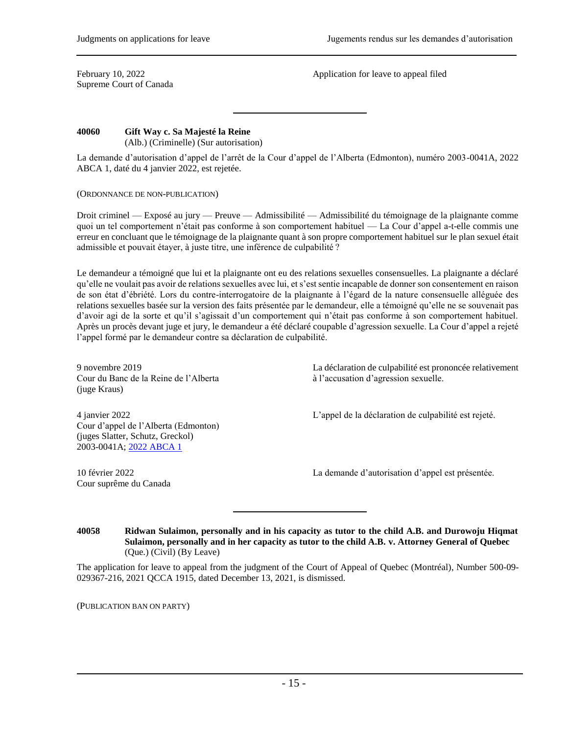| | |
|---|---|
| February 10, 2022<br>Supreme Court of Canada | Application for leave to appeal filed |

---

**40060 Gift Way c. Sa Majesté la Reine**
(Alb.) (Criminelle) (Sur autorisation)

La demande d'autorisation d'appel de l'arrêt de la Cour d'appel de l'Alberta (Edmonton), numéro 2003-0041A, 2022 ABCA 1, daté du 4 janvier 2022, est rejetée.

(ORDONNANCE DE NON-PUBLICATION)

Droit criminel — Exposé au jury — Preuve — Admissibilité — Admissibilité du témoignage de la plaignante comme quoi un tel comportement n'était pas conforme à son comportement habituel — La Cour d'appel a-t-elle commis une erreur en concluant que le témoignage de la plaignante quant à son propre comportement habituel sur le plan sexuel était admissible et pouvait étayer, à juste titre, une inférence de culpabilité ?

Le demandeur a témoigné que lui et la plaignante ont eu des relations sexuelles consensuelles. La plaignante a déclaré qu'elle ne voulait pas avoir de relations sexuelles avec lui, et s'est sentie incapable de donner son consentement en raison de son état d'ébriété. Lors du contre-interrogatoire de la plaignante à l'égard de la nature consensuelle alléguée des relations sexuelles basée sur la version des faits présentée par le demandeur, elle a témoigné qu'elle ne se souvenait pas d'avoir agi de la sorte et qu'il s'agissait d'un comportement qui n'était pas conforme à son comportement habituel. Après un procès devant juge et jury, le demandeur a été déclaré coupable d'agression sexuelle. La Cour d'appel a rejeté l'appel formé par le demandeur contre sa déclaration de culpabilité.

| | |
|---|---|
| 9 novembre 2019<br>Cour du Banc de la Reine de l'Alberta<br>(juge Kraus) | La déclaration de culpabilité est prononcée relativement à l'accusation d'agression sexuelle. |
| 4 janvier 2022<br>Cour d'appel de l'Alberta (Edmonton)<br>(juges Slatter, Schutz, Greckol)<br>2003-0041A; 2022 ABCA 1 | L'appel de la déclaration de culpabilité est rejeté. |
| 10 février 2022<br>Cour suprême du Canada | La demande d'autorisation d'appel est présentée. |

---

**40058 Ridwan Sulaimon, personally and in his capacity as tutor to the child A.B. and Durowoju Hiqmat Sulaimon, personally and in her capacity as tutor to the child A.B. v. Attorney General of Quebec**
(Que.) (Civil) (By Leave)

The application for leave to appeal from the judgment of the Court of Appeal of Quebec (Montréal), Number 500-09-029367-216, 2021 QCCA 1915, dated December 13, 2021, is dismissed.

(PUBLICATION BAN ON PARTY)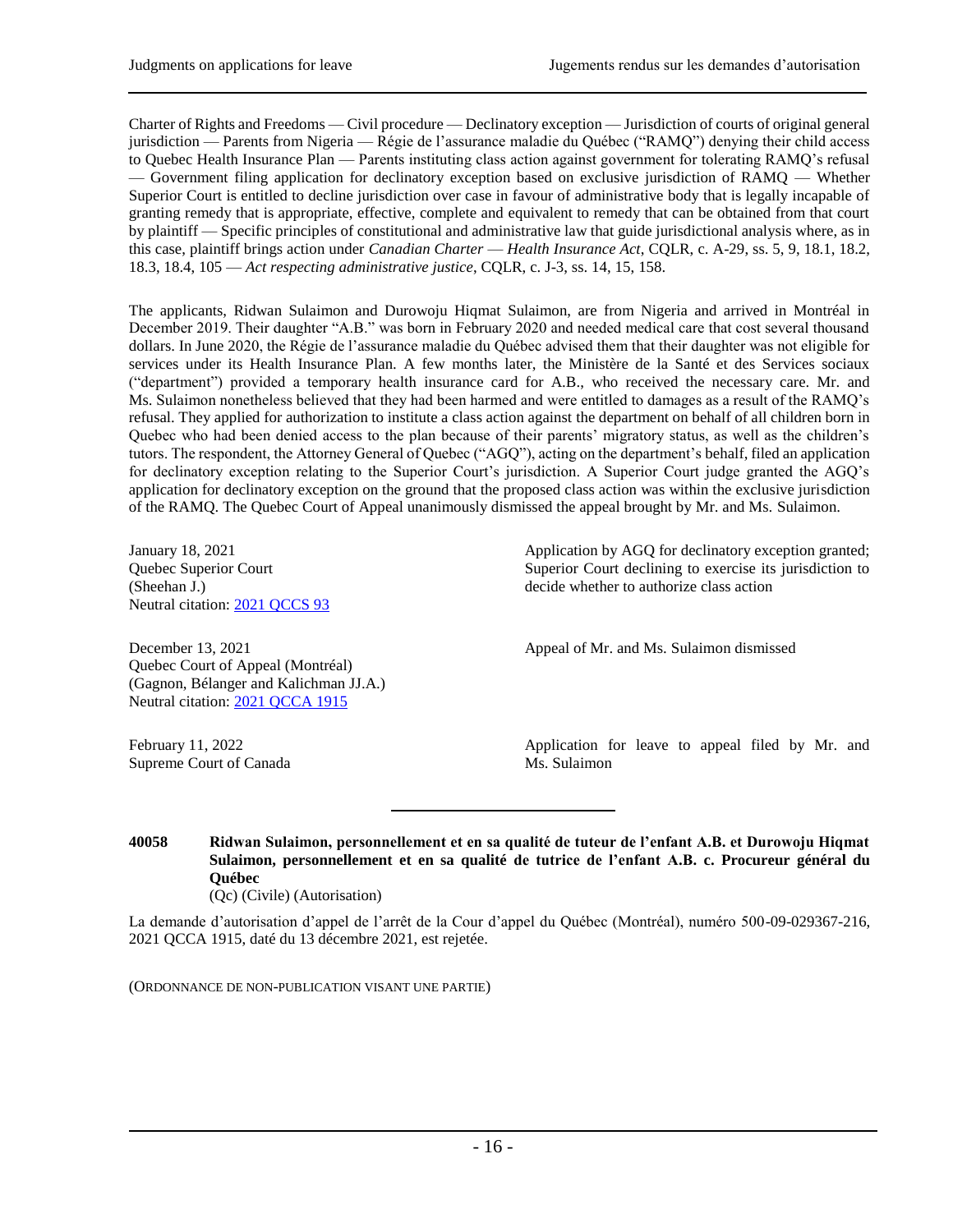Charter of Rights and Freedoms — Civil procedure — Declinatory exception — Jurisdiction of courts of original general jurisdiction — Parents from Nigeria — Régie de l'assurance maladie du Québec ("RAMQ") denying their child access to Quebec Health Insurance Plan — Parents instituting class action against government for tolerating RAMQ's refusal — Government filing application for declinatory exception based on exclusive jurisdiction of RAMQ — Whether Superior Court is entitled to decline jurisdiction over case in favour of administrative body that is legally incapable of granting remedy that is appropriate, effective, complete and equivalent to remedy that can be obtained from that court by plaintiff — Specific principles of constitutional and administrative law that guide jurisdictional analysis where, as in this case, plaintiff brings action under *Canadian Charter* — *Health Insurance Act*, CQLR, c. A-29, ss. 5, 9, 18.1, 18.2, 18.3, 18.4, 105 — *Act respecting administrative justice*, CQLR, c. J-3, ss. 14, 15, 158.

The applicants, Ridwan Sulaimon and Durowoju Hiqmat Sulaimon, are from Nigeria and arrived in Montréal in December 2019. Their daughter "A.B." was born in February 2020 and needed medical care that cost several thousand dollars. In June 2020, the Régie de l'assurance maladie du Québec advised them that their daughter was not eligible for services under its Health Insurance Plan. A few months later, the Ministère de la Santé et des Services sociaux ("department") provided a temporary health insurance card for A.B., who received the necessary care. Mr. and Ms. Sulaimon nonetheless believed that they had been harmed and were entitled to damages as a result of the RAMQ's refusal. They applied for authorization to institute a class action against the department on behalf of all children born in Quebec who had been denied access to the plan because of their parents' migratory status, as well as the children's tutors. The respondent, the Attorney General of Quebec ("AGQ"), acting on the department's behalf, filed an application for declinatory exception relating to the Superior Court's jurisdiction. A Superior Court judge granted the AGQ's application for declinatory exception on the ground that the proposed class action was within the exclusive jurisdiction of the RAMQ. The Quebec Court of Appeal unanimously dismissed the appeal brought by Mr. and Ms. Sulaimon.

| | |
|---|---|
| January 18, 2021<br>Quebec Superior Court<br>(Sheehan J.)<br>Neutral citation: 2021 QCCS 93 | Application by AGQ for declinatory exception granted; Superior Court declining to exercise its jurisdiction to decide whether to authorize class action |
| December 13, 2021<br>Quebec Court of Appeal (Montréal)<br>(Gagnon, Bélanger and Kalichman JJ.A.)<br>Neutral citation: 2021 QCCA 1915 | Appeal of Mr. and Ms. Sulaimon dismissed |
| February 11, 2022<br>Supreme Court of Canada | Application for leave to appeal filed by Mr. and Ms. Sulaimon |

---

**40058 Ridwan Sulaimon, personnellement et en sa qualité de tuteur de l'enfant A.B. et Durowoju Hiqmat Sulaimon, personnellement et en sa qualité de tutrice de l'enfant A.B. c. Procureur général du Québec**
(Qc) (Civile) (Autorisation)

La demande d'autorisation d'appel de l'arrêt de la Cour d'appel du Québec (Montréal), numéro 500-09-029367-216, 2021 QCCA 1915, daté du 13 décembre 2021, est rejetée.

(ORDONNANCE DE NON-PUBLICATION VISANT UNE PARTIE)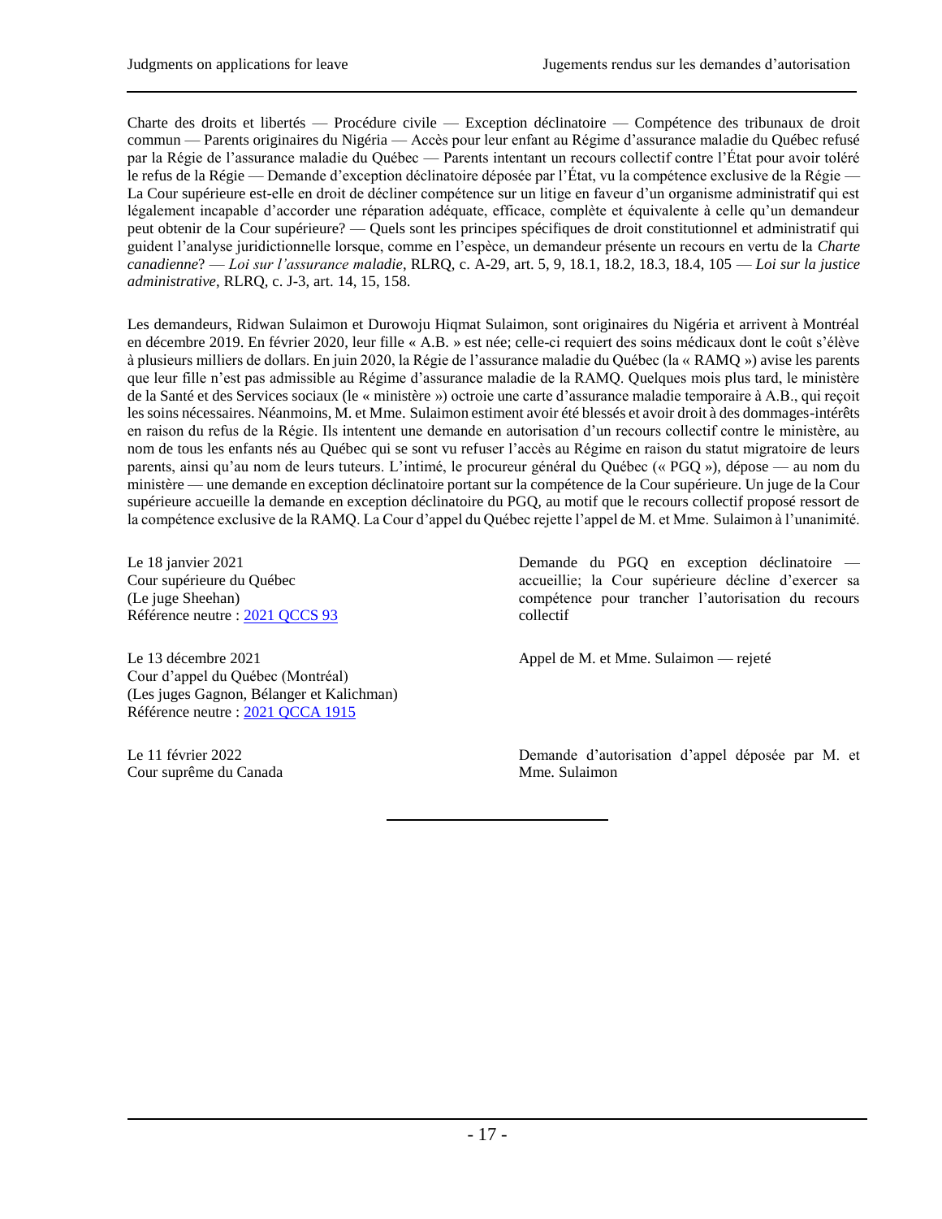Charte des droits et libertés — Procédure civile — Exception déclinatoire — Compétence des tribunaux de droit commun — Parents originaires du Nigéria — Accès pour leur enfant au Régime d'assurance maladie du Québec refusé par la Régie de l'assurance maladie du Québec — Parents intentant un recours collectif contre l'État pour avoir toléré le refus de la Régie — Demande d'exception déclinatoire déposée par l'État, vu la compétence exclusive de la Régie — La Cour supérieure est-elle en droit de décliner compétence sur un litige en faveur d'un organisme administratif qui est légalement incapable d'accorder une réparation adéquate, efficace, complète et équivalente à celle qu'un demandeur peut obtenir de la Cour supérieure? — Quels sont les principes spécifiques de droit constitutionnel et administratif qui guident l'analyse juridictionnelle lorsque, comme en l'espèce, un demandeur présente un recours en vertu de la *Charte canadienne*? — *Loi sur l'assurance maladie*, RLRQ, c. A-29, art. 5, 9, 18.1, 18.2, 18.3, 18.4, 105 — *Loi sur la justice administrative*, RLRQ, c. J-3, art. 14, 15, 158.

Les demandeurs, Ridwan Sulaimon et Durowoju Hiqmat Sulaimon, sont originaires du Nigéria et arrivent à Montréal en décembre 2019. En février 2020, leur fille « A.B. » est née; celle-ci requiert des soins médicaux dont le coût s'élève à plusieurs milliers de dollars. En juin 2020, la Régie de l'assurance maladie du Québec (la « RAMQ ») avise les parents que leur fille n'est pas admissible au Régime d'assurance maladie de la RAMQ. Quelques mois plus tard, le ministère de la Santé et des Services sociaux (le « ministère ») octroie une carte d'assurance maladie temporaire à A.B., qui reçoit les soins nécessaires. Néanmoins, M. et Mme. Sulaimon estiment avoir été blessés et avoir droit à des dommages-intérêts en raison du refus de la Régie. Ils intentent une demande en autorisation d'un recours collectif contre le ministère, au nom de tous les enfants nés au Québec qui se sont vu refuser l'accès au Régime en raison du statut migratoire de leurs parents, ainsi qu'au nom de leurs tuteurs. L'intimé, le procureur général du Québec (« PGQ »), dépose — au nom du ministère — une demande en exception déclinatoire portant sur la compétence de la Cour supérieure. Un juge de la Cour supérieure accueille la demande en exception déclinatoire du PGQ, au motif que le recours collectif proposé ressort de la compétence exclusive de la RAMQ. La Cour d'appel du Québec rejette l'appel de M. et Mme. Sulaimon à l'unanimité.

| | |
|---|---|
| Le 18 janvier 2021<br>Cour supérieure du Québec<br>(Le juge Sheehan)<br>Référence neutre : 2021 QCCS 93 | Demande du PGQ en exception déclinatoire — accueillie; la Cour supérieure décline d'exercer sa compétence pour trancher l'autorisation du recours collectif |
| Le 13 décembre 2021<br>Cour d'appel du Québec (Montréal)<br>(Les juges Gagnon, Bélanger et Kalichman)<br>Référence neutre : 2021 QCCA 1915 | Appel de M. et Mme. Sulaimon — rejeté |
| Le 11 février 2022<br>Cour suprême du Canada | Demande d'autorisation d'appel déposée par M. et Mme. Sulaimon |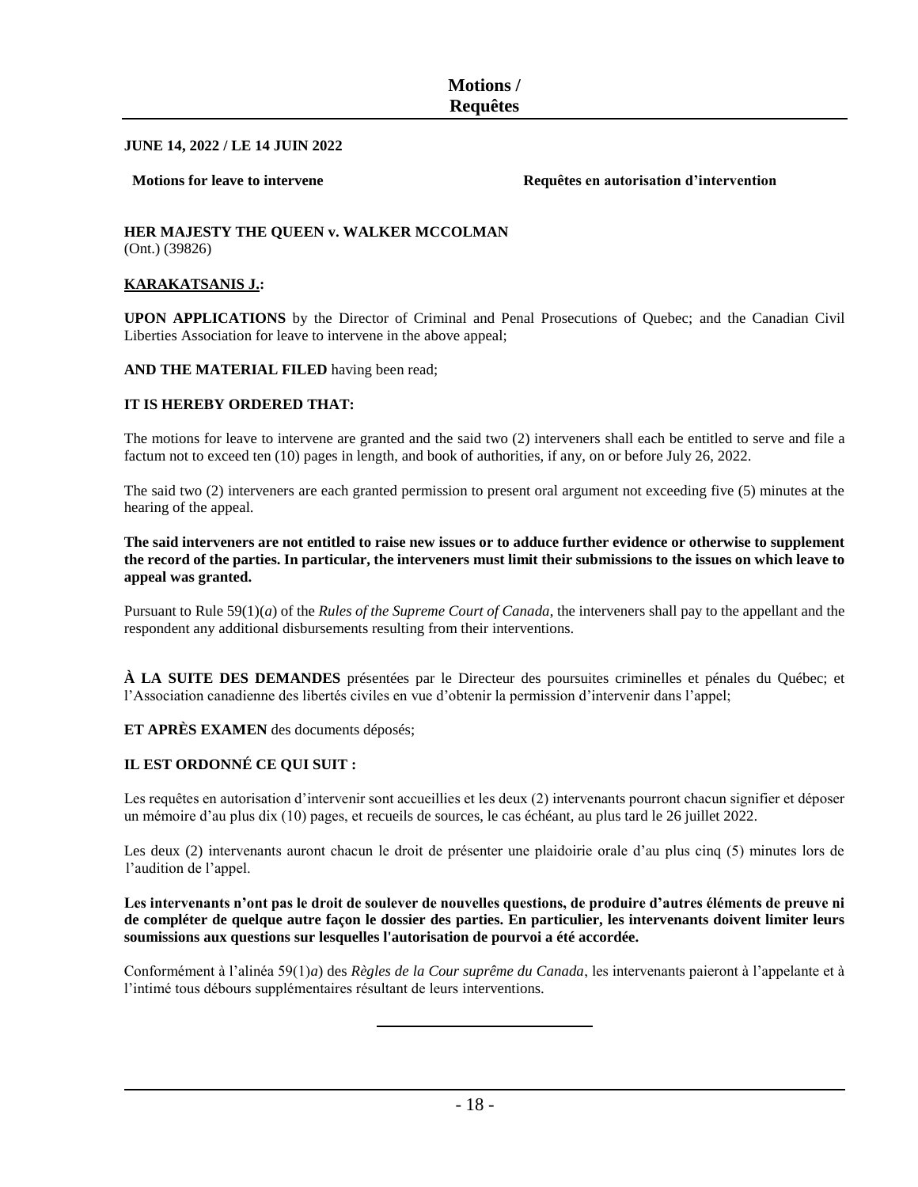# Motions / Requêtes

**JUNE 14, 2022 / LE 14 JUIN 2022**

**Motions for leave to intervene** **Requêtes en autorisation d'intervention**

**HER MAJESTY THE QUEEN v. WALKER MCCOLMAN**
(Ont.) (39826)

**KARAKATSANIS J.:**

**UPON APPLICATIONS** by the Director of Criminal and Penal Prosecutions of Quebec; and the Canadian Civil Liberties Association for leave to intervene in the above appeal;

**AND THE MATERIAL FILED** having been read;

**IT IS HEREBY ORDERED THAT:**

The motions for leave to intervene are granted and the said two (2) interveners shall each be entitled to serve and file a factum not to exceed ten (10) pages in length, and book of authorities, if any, on or before July 26, 2022.

The said two (2) interveners are each granted permission to present oral argument not exceeding five (5) minutes at the hearing of the appeal.

**The said interveners are not entitled to raise new issues or to adduce further evidence or otherwise to supplement the record of the parties. In particular, the interveners must limit their submissions to the issues on which leave to appeal was granted.**

Pursuant to Rule 59(1)(*a*) of the *Rules of the Supreme Court of Canada*, the interveners shall pay to the appellant and the respondent any additional disbursements resulting from their interventions.

**À LA SUITE DES DEMANDES** présentées par le Directeur des poursuites criminelles et pénales du Québec; et l'Association canadienne des libertés civiles en vue d'obtenir la permission d'intervenir dans l'appel;

**ET APRÈS EXAMEN** des documents déposés;

**IL EST ORDONNÉ CE QUI SUIT :**

Les requêtes en autorisation d'intervenir sont accueillies et les deux (2) intervenants pourront chacun signifier et déposer un mémoire d'au plus dix (10) pages, et recueils de sources, le cas échéant, au plus tard le 26 juillet 2022.

Les deux (2) intervenants auront chacun le droit de présenter une plaidoirie orale d'au plus cinq (5) minutes lors de l'audition de l'appel.

**Les intervenants n'ont pas le droit de soulever de nouvelles questions, de produire d'autres éléments de preuve ni de compléter de quelque autre façon le dossier des parties. En particulier, les intervenants doivent limiter leurs soumissions aux questions sur lesquelles l'autorisation de pourvoi a été accordée.**

Conformément à l'alinéa 59(1)*a*) des *Règles de la Cour suprême du Canada*, les intervenants paieront à l'appelante et à l'intimé tous débours supplémentaires résultant de leurs interventions.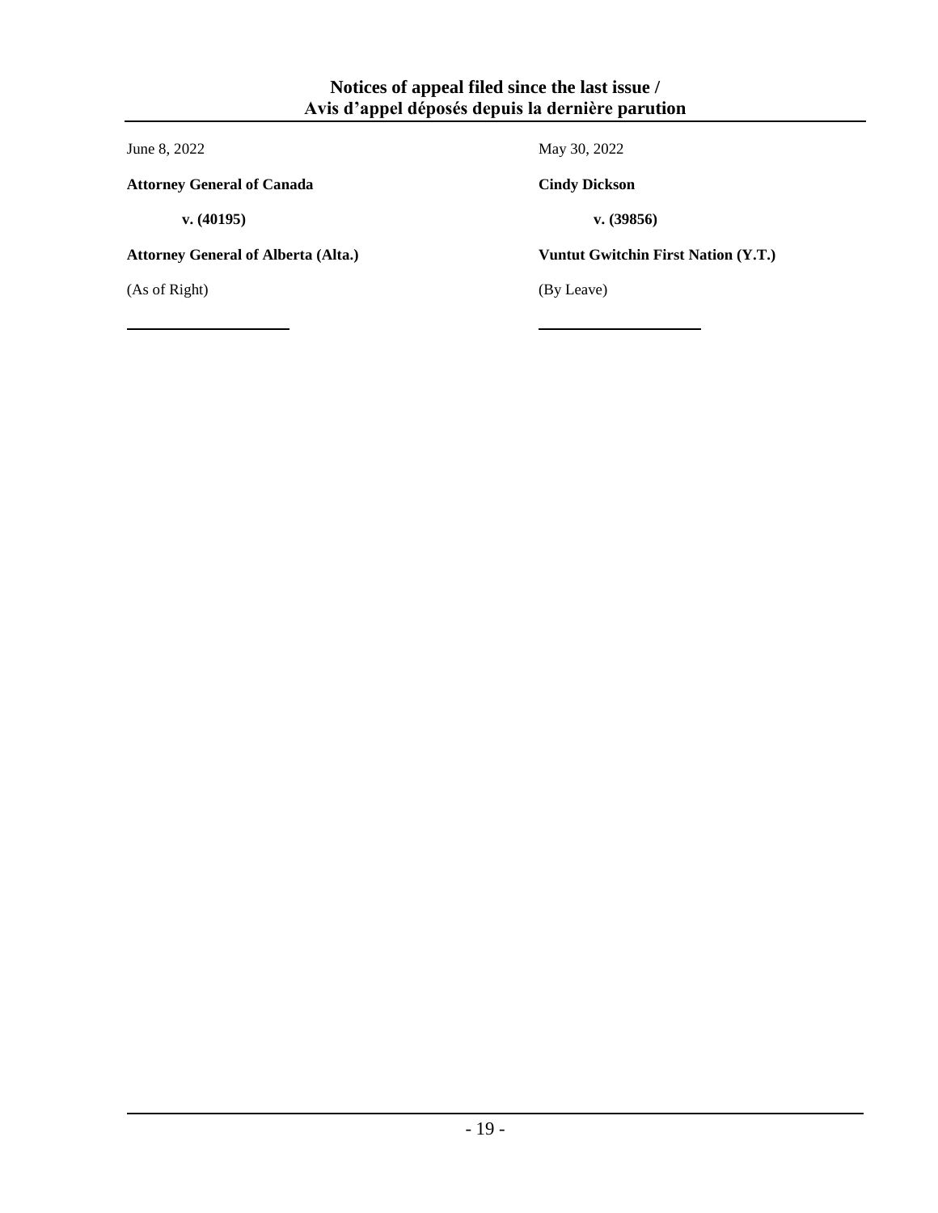## Notices of appeal filed since the last issue / Avis d'appel déposés depuis la dernière parution

June 8, 2022

**Attorney General of Canada**

**v. (40195)**

**Attorney General of Alberta (Alta.)**

(As of Right)

---

May 30, 2022

**Cindy Dickson**

**v. (39856)**

**Vuntut Gwitchin First Nation (Y.T.)**

(By Leave)

---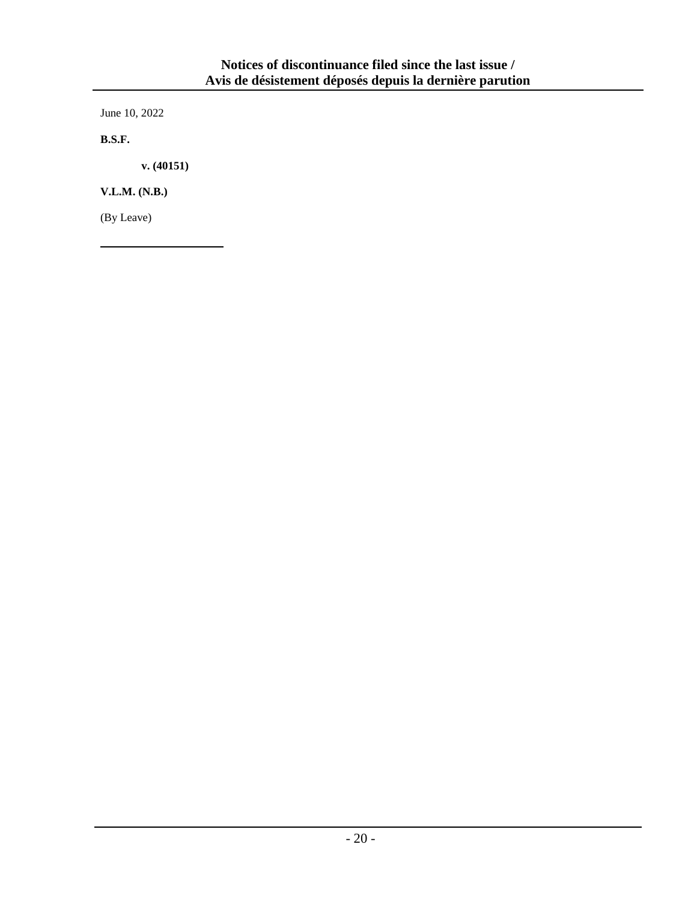## Notices of discontinuance filed since the last issue / Avis de désistement déposés depuis la dernière parution

June 10, 2022

**B.S.F.**

**v. (40151)**

**V.L.M. (N.B.)**

(By Leave)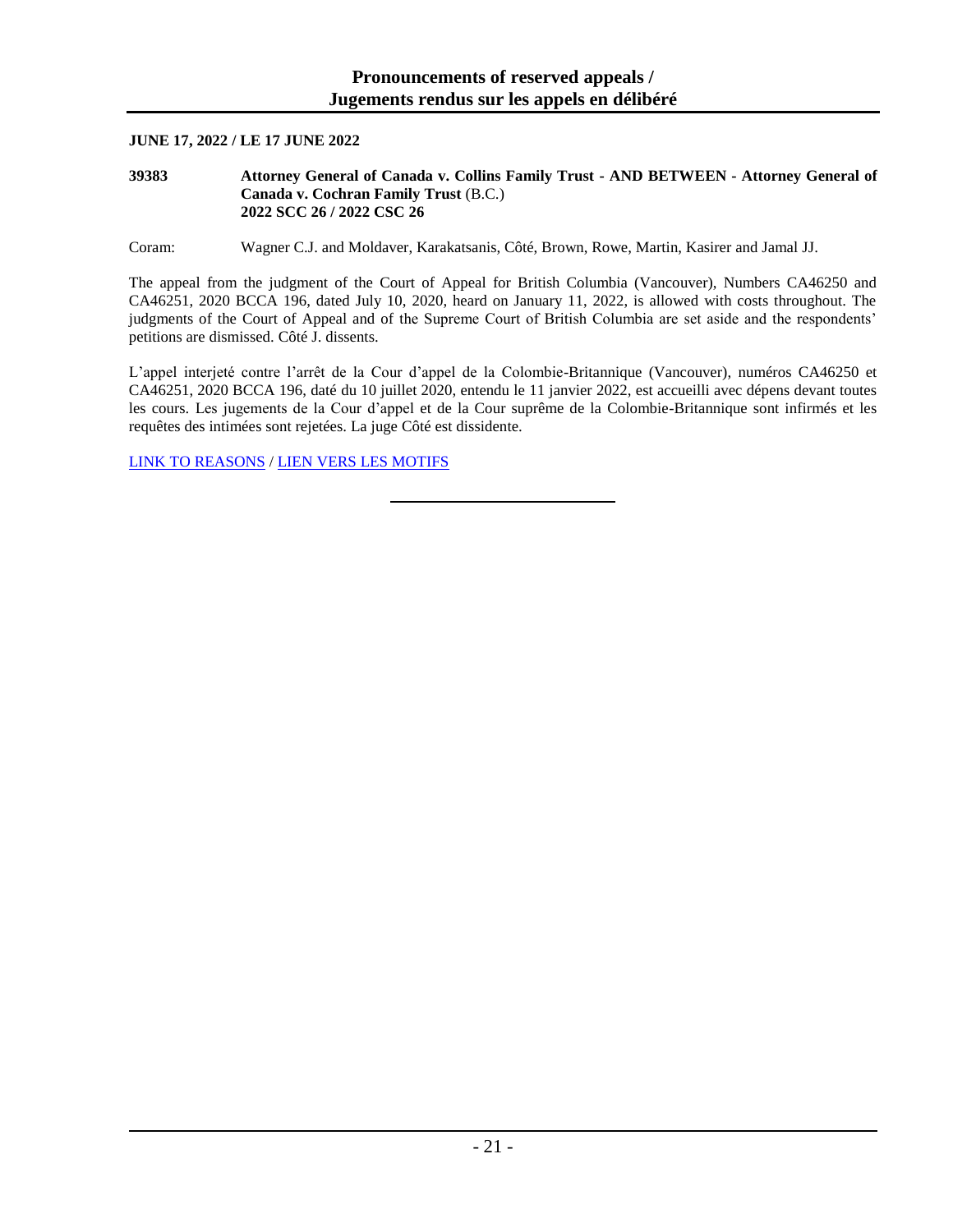# Pronouncements of reserved appeals / Jugements rendus sur les appels en délibéré

**JUNE 17, 2022 / LE 17 JUNE 2022**

**39383** **Attorney General of Canada v. Collins Family Trust - AND BETWEEN - Attorney General of Canada v. Cochran Family Trust** (B.C.)
**2022 SCC 26 / 2022 CSC 26**

Coram: Wagner C.J. and Moldaver, Karakatsanis, Côté, Brown, Rowe, Martin, Kasirer and Jamal JJ.

The appeal from the judgment of the Court of Appeal for British Columbia (Vancouver), Numbers CA46250 and CA46251, 2020 BCCA 196, dated July 10, 2020, heard on January 11, 2022, is allowed with costs throughout. The judgments of the Court of Appeal and of the Supreme Court of British Columbia are set aside and the respondents' petitions are dismissed. Côté J. dissents.

L'appel interjeté contre l'arrêt de la Cour d'appel de la Colombie-Britannique (Vancouver), numéros CA46250 et CA46251, 2020 BCCA 196, daté du 10 juillet 2020, entendu le 11 janvier 2022, est accueilli avec dépens devant toutes les cours. Les jugements de la Cour d'appel et de la Cour suprême de la Colombie-Britannique sont infirmés et les requêtes des intimées sont rejetées. La juge Côté est dissidente.

LINK TO REASONS / LIEN VERS LES MOTIFS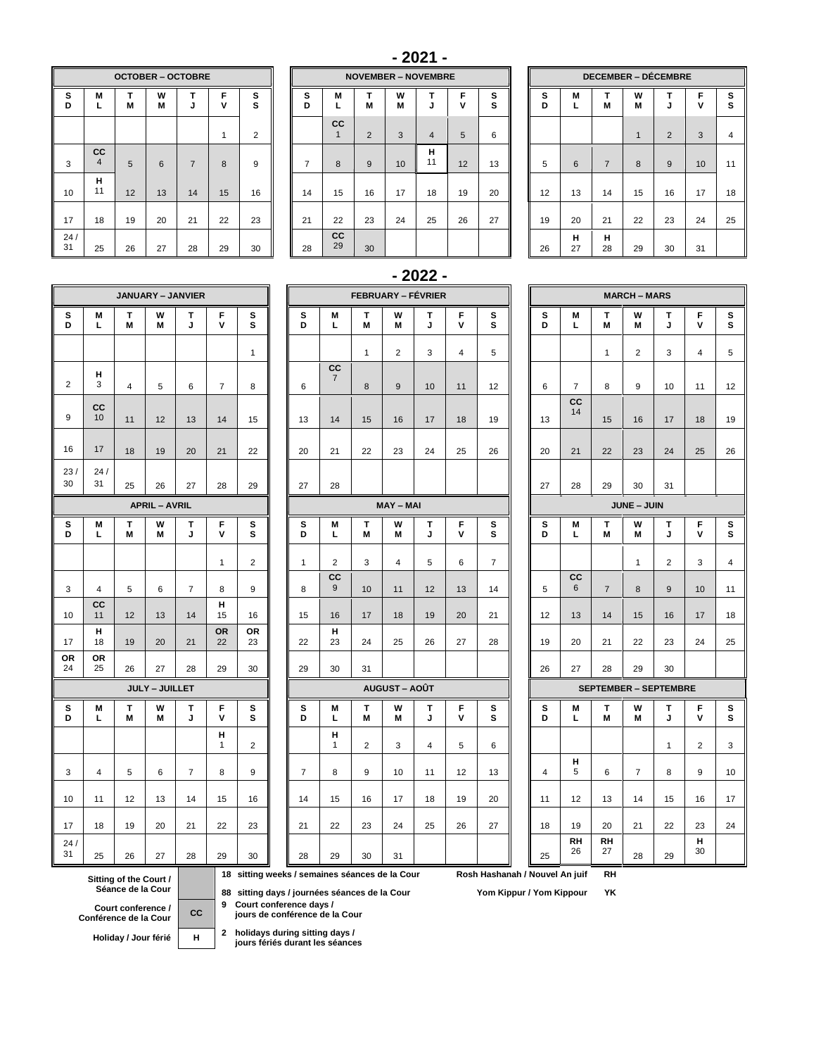## - 2021 -

**OCTOBER – OCTOBRE**

| S D | M L | T M | W M | T J | F V | S S |
|---|---|---|---|---|---|---|
| | | | | | 1 | 2 |
| 3 | CC 4 | 5 | 6 | 7 | 8 | 9 |
| 10 | H 11 | 12 | 13 | 14 | 15 | 16 |
| 17 | 18 | 19 | 20 | 21 | 22 | 23 |
| 24 / 31 | 25 | 26 | 27 | 28 | 29 | 30 |

**NOVEMBER – NOVEMBRE**

| S D | M L | T M | W M | T J | F V | S S |
|---|---|---|---|---|---|---|
| | CC 1 | 2 | 3 | 4 | 5 | 6 |
| 7 | 8 | 9 | 10 | H 11 | 12 | 13 |
| 14 | 15 | 16 | 17 | 18 | 19 | 20 |
| 21 | 22 | 23 | 24 | 25 | 26 | 27 |
| 28 | CC 29 | 30 | | | | |

**DECEMBER – DÉCEMBRE**

| S D | M L | T M | W M | T J | F V | S S |
|---|---|---|---|---|---|---|
| | | | 1 | 2 | 3 | 4 |
| 5 | 6 | 7 | 8 | 9 | 10 | 11 |
| 12 | 13 | 14 | 15 | 16 | 17 | 18 |
| 19 | 20 | 21 | 22 | 23 | 24 | 25 |
| 26 | H 27 | H 28 | 29 | 30 | 31 | |

## - 2022 -

**JANUARY – JANVIER**

| S D | M L | T M | W M | T J | F V | S S |
|---|---|---|---|---|---|---|
| | | | | | | 1 |
| 2 | H 3 | 4 | 5 | 6 | 7 | 8 |
| 9 | CC 10 | 11 | 12 | 13 | 14 | 15 |
| 16 | 17 | 18 | 19 | 20 | 21 | 22 |
| 23 / 30 | 24 / 31 | 25 | 26 | 27 | 28 | 29 |

**FEBRUARY – FÉVRIER**

| S D | M L | T M | W M | T J | F V | S S |
|---|---|---|---|---|---|---|
| | | 1 | 2 | 3 | 4 | 5 |
| 6 | CC 7 | 8 | 9 | 10 | 11 | 12 |
| 13 | 14 | 15 | 16 | 17 | 18 | 19 |
| 20 | 21 | 22 | 23 | 24 | 25 | 26 |
| 27 | 28 | | | | | |

**MARCH – MARS**

| S D | M L | T M | W M | T J | F V | S S |
|---|---|---|---|---|---|---|
| | | 1 | 2 | 3 | 4 | 5 |
| 6 | 7 | 8 | 9 | 10 | 11 | 12 |
| 13 | CC 14 | 15 | 16 | 17 | 18 | 19 |
| 20 | 21 | 22 | 23 | 24 | 25 | 26 |
| 27 | 28 | 29 | 30 | 31 | | |

**APRIL – AVRIL**

| S D | M L | T M | W M | T J | F V | S S |
|---|---|---|---|---|---|---|
| | | | | | 1 | 2 |
| 3 | 4 | 5 | 6 | 7 | 8 | 9 |
| 10 | CC 11 | 12 | 13 | 14 | H 15 | 16 |
| 17 | H 18 | 19 | 20 | 21 | OR 22 | OR 23 |
| OR 24 | OR 25 | 26 | 27 | 28 | 29 | 30 |

**MAY – MAI**

| S D | M L | T M | W M | T J | F V | S S |
|---|---|---|---|---|---|---|
| 1 | 2 | 3 | 4 | 5 | 6 | 7 |
| 8 | CC 9 | 10 | 11 | 12 | 13 | 14 |
| 15 | 16 | 17 | 18 | 19 | 20 | 21 |
| 22 | H 23 | 24 | 25 | 26 | 27 | 28 |
| 29 | 30 | 31 | | | | |

**JUNE – JUIN**

| S D | M L | T M | W M | T J | F V | S S |
|---|---|---|---|---|---|---|
| | | | 1 | 2 | 3 | 4 |
| 5 | CC 6 | 7 | 8 | 9 | 10 | 11 |
| 12 | 13 | 14 | 15 | 16 | 17 | 18 |
| 19 | 20 | 21 | 22 | 23 | 24 | 25 |
| 26 | 27 | 28 | 29 | 30 | | |

**JULY – JUILLET**

| S D | M L | T M | W M | T J | F V | S S |
|---|---|---|---|---|---|---|
| | | | | | H 1 | 2 |
| 3 | 4 | 5 | 6 | 7 | 8 | 9 |
| 10 | 11 | 12 | 13 | 14 | 15 | 16 |
| 17 | 18 | 19 | 20 | 21 | 22 | 23 |
| 24 / 31 | 25 | 26 | 27 | 28 | 29 | 30 |

**AUGUST – AOÛT**

| S D | M L | T M | W M | T J | F V | S S |
|---|---|---|---|---|---|---|
| | H 1 | 2 | 3 | 4 | 5 | 6 |
| 7 | 8 | 9 | 10 | 11 | 12 | 13 |
| 14 | 15 | 16 | 17 | 18 | 19 | 20 |
| 21 | 22 | 23 | 24 | 25 | 26 | 27 |
| 28 | 29 | 30 | 31 | | | |

**SEPTEMBER – SEPTEMBRE**

| S D | M L | T M | W M | T J | F V | S S |
|---|---|---|---|---|---|---|
| | | | | 1 | 2 | 3 |
| 4 | H 5 | 6 | 7 | 8 | 9 | 10 |
| 11 | 12 | 13 | 14 | 15 | 16 | 17 |
| 18 | 19 | 20 | 21 | 22 | 23 | 24 |
| 25 | RH 26 | RH 27 | 28 | 29 | H 30 | |

| | | |
|---|---|---|
| Sitting of the Court / Séance de la Cour | (shaded) | 18 sitting weeks / semaines séances de la Cour |
| | | 88 sitting days / journées séances de la Cour |
| Court conference / Conférence de la Cour | CC | 9 Court conference days / jours de conférence de la Cour |
| Holiday / Jour férié | H | 2 holidays during sitting days / jours fériés durant les séances |

Rosh Hashanah / Nouvel An juif — RH

Yom Kippur / Yom Kippour — YK